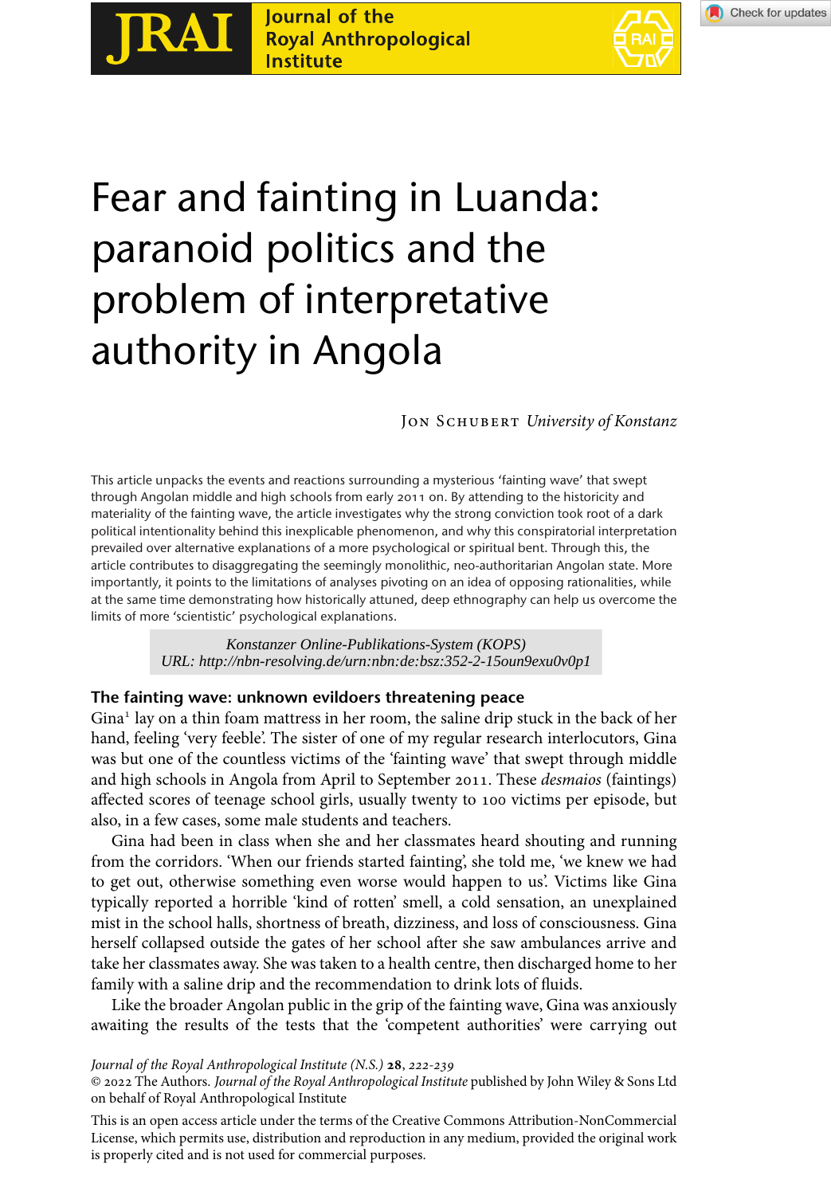# Fear and fainting in Luanda: paranoid politics and the problem of interpretative authority in Angola

JON SCHUBERT *University of Konstanz*

This article unpacks the events and reactions surrounding a mysterious 'fainting wave' that swept through Angolan middle and high schools from early 2011 on. By attending to the historicity and materiality of the fainting wave, the article investigates why the strong conviction took root of a dark political intentionality behind this inexplicable phenomenon, and why this conspiratorial interpretation prevailed over alternative explanations of a more psychological or spiritual bent. Through this, the article contributes to disaggregating the seemingly monolithic, neo-authoritarian Angolan state. More importantly, it points to the limitations of analyses pivoting on an idea of opposing rationalities, while at the same time demonstrating how historically attuned, deep ethnography can help us overcome the limits of more 'scientistic' psychological explanations.

*Konstanzer Online-Publikations-System (KOPS)*
*URL: http://nbn-resolving.de/urn:nbn:de:bsz:352-2-15oun9exu0v0p1*

## The fainting wave: unknown evildoers threatening peace

Gina[1] lay on a thin foam mattress in her room, the saline drip stuck in the back of her hand, feeling 'very feeble'. The sister of one of my regular research interlocutors, Gina was but one of the countless victims of the 'fainting wave' that swept through middle and high schools in Angola from April to September 2011. These *desmaios* (faintings) affected scores of teenage school girls, usually twenty to 100 victims per episode, but also, in a few cases, some male students and teachers.

Gina had been in class when she and her classmates heard shouting and running from the corridors. 'When our friends started fainting', she told me, 'we knew we had to get out, otherwise something even worse would happen to us'. Victims like Gina typically reported a horrible 'kind of rotten' smell, a cold sensation, an unexplained mist in the school halls, shortness of breath, dizziness, and loss of consciousness. Gina herself collapsed outside the gates of her school after she saw ambulances arrive and take her classmates away. She was taken to a health centre, then discharged home to her family with a saline drip and the recommendation to drink lots of fluids.

Like the broader Angolan public in the grip of the fainting wave, Gina was anxiously awaiting the results of the tests that the 'competent authorities' were carrying out

*Journal of the Royal Anthropological Institute (N.S.)* **28**, 222-239
© 2022 The Authors. *Journal of the Royal Anthropological Institute* published by John Wiley & Sons Ltd on behalf of Royal Anthropological Institute

This is an open access article under the terms of the Creative Commons Attribution-NonCommercial License, which permits use, distribution and reproduction in any medium, provided the original work is properly cited and is not used for commercial purposes.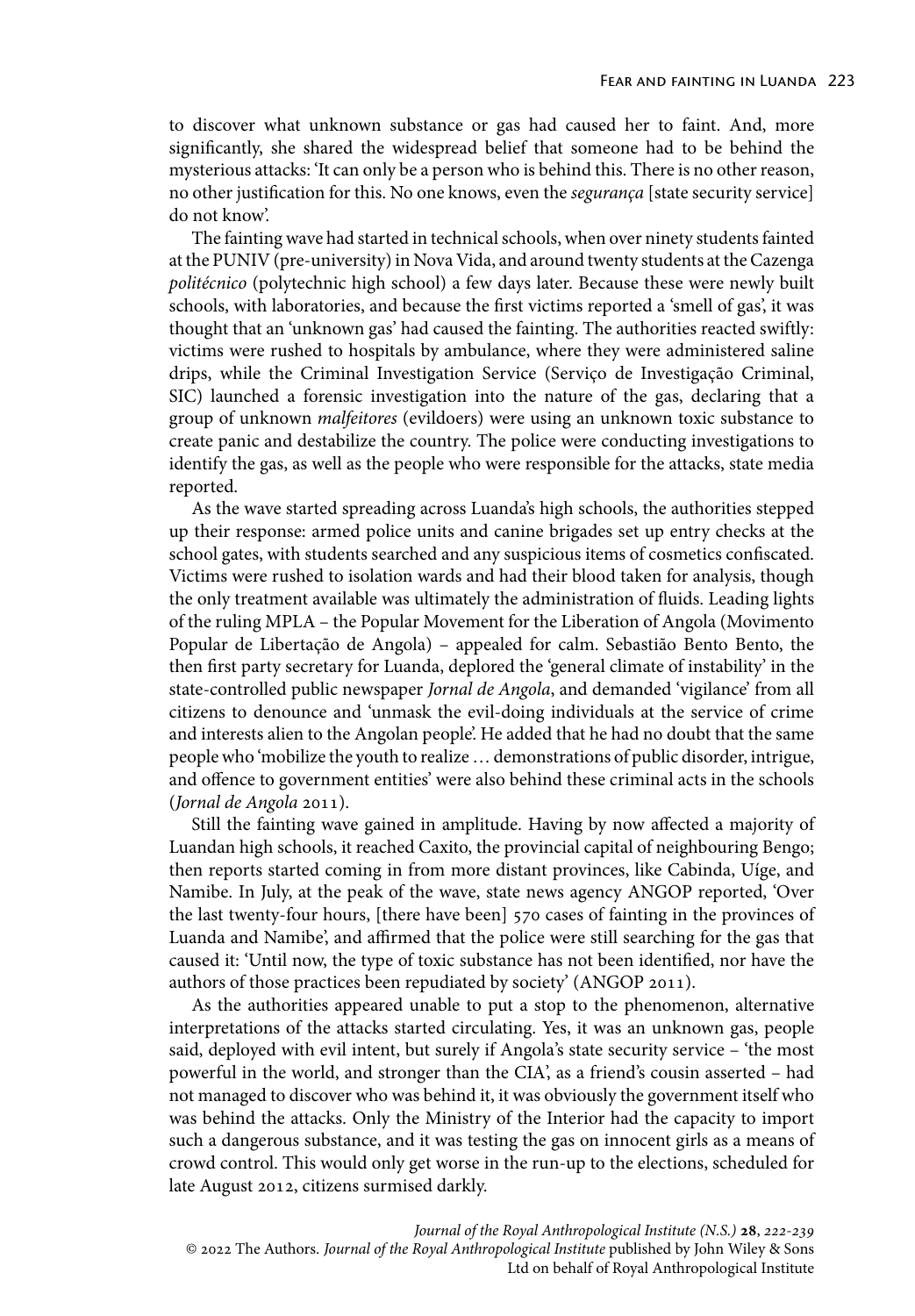to discover what unknown substance or gas had caused her to faint. And, more significantly, she shared the widespread belief that someone had to be behind the mysterious attacks: 'It can only be a person who is behind this. There is no other reason, no other justification for this. No one knows, even the *segurança* [state security service] do not know'.

The fainting wave had started in technical schools, when over ninety students fainted at the PUNIV (pre-university) in Nova Vida, and around twenty students at the Cazenga *politécnico* (polytechnic high school) a few days later. Because these were newly built schools, with laboratories, and because the first victims reported a 'smell of gas', it was thought that an 'unknown gas' had caused the fainting. The authorities reacted swiftly: victims were rushed to hospitals by ambulance, where they were administered saline drips, while the Criminal Investigation Service (Serviço de Investigação Criminal, SIC) launched a forensic investigation into the nature of the gas, declaring that a group of unknown *malfeitores* (evildoers) were using an unknown toxic substance to create panic and destabilize the country. The police were conducting investigations to identify the gas, as well as the people who were responsible for the attacks, state media reported.

As the wave started spreading across Luanda's high schools, the authorities stepped up their response: armed police units and canine brigades set up entry checks at the school gates, with students searched and any suspicious items of cosmetics confiscated. Victims were rushed to isolation wards and had their blood taken for analysis, though the only treatment available was ultimately the administration of fluids. Leading lights of the ruling MPLA – the Popular Movement for the Liberation of Angola (Movimento Popular de Libertação de Angola) – appealed for calm. Sebastião Bento Bento, the then first party secretary for Luanda, deplored the 'general climate of instability' in the state-controlled public newspaper *Jornal de Angola*, and demanded 'vigilance' from all citizens to denounce and 'unmask the evil-doing individuals at the service of crime and interests alien to the Angolan people'. He added that he had no doubt that the same people who 'mobilize the youth to realize … demonstrations of public disorder, intrigue, and offence to government entities' were also behind these criminal acts in the schools (*Jornal de Angola* 2011).

Still the fainting wave gained in amplitude. Having by now affected a majority of Luandan high schools, it reached Caxito, the provincial capital of neighbouring Bengo; then reports started coming in from more distant provinces, like Cabinda, Uíge, and Namibe. In July, at the peak of the wave, state news agency ANGOP reported, 'Over the last twenty-four hours, [there have been] 570 cases of fainting in the provinces of Luanda and Namibe', and affirmed that the police were still searching for the gas that caused it: 'Until now, the type of toxic substance has not been identified, nor have the authors of those practices been repudiated by society' (ANGOP 2011).

As the authorities appeared unable to put a stop to the phenomenon, alternative interpretations of the attacks started circulating. Yes, it was an unknown gas, people said, deployed with evil intent, but surely if Angola's state security service – 'the most powerful in the world, and stronger than the CIA', as a friend's cousin asserted – had not managed to discover who was behind it, it was obviously the government itself who was behind the attacks. Only the Ministry of the Interior had the capacity to import such a dangerous substance, and it was testing the gas on innocent girls as a means of crowd control. This would only get worse in the run-up to the elections, scheduled for late August 2012, citizens surmised darkly.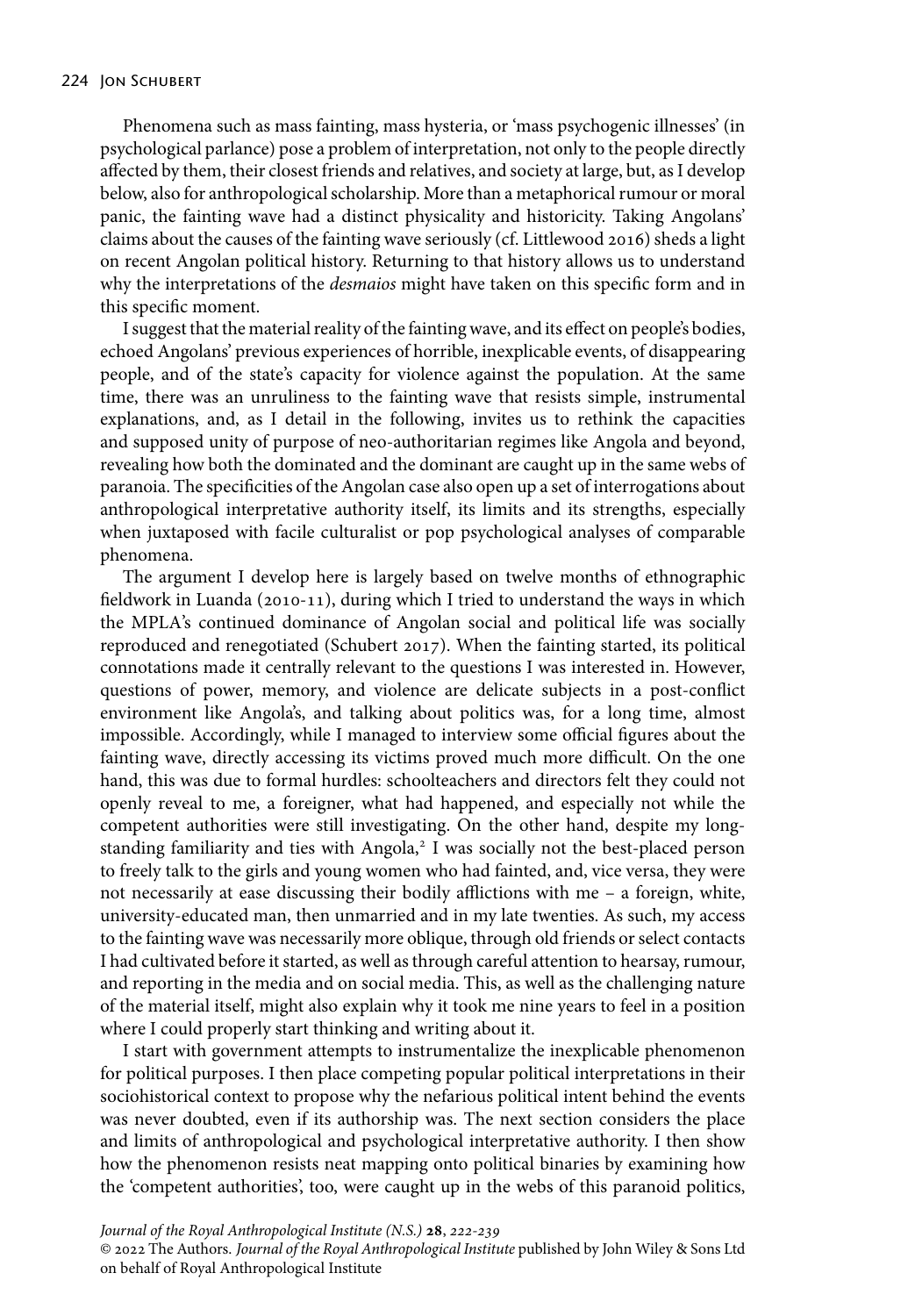Phenomena such as mass fainting, mass hysteria, or 'mass psychogenic illnesses' (in psychological parlance) pose a problem of interpretation, not only to the people directly affected by them, their closest friends and relatives, and society at large, but, as I develop below, also for anthropological scholarship. More than a metaphorical rumour or moral panic, the fainting wave had a distinct physicality and historicity. Taking Angolans' claims about the causes of the fainting wave seriously (cf. Littlewood 2016) sheds a light on recent Angolan political history. Returning to that history allows us to understand why the interpretations of the *desmaios* might have taken on this specific form and in this specific moment.

I suggest that the material reality of the fainting wave, and its effect on people's bodies, echoed Angolans' previous experiences of horrible, inexplicable events, of disappearing people, and of the state's capacity for violence against the population. At the same time, there was an unruliness to the fainting wave that resists simple, instrumental explanations, and, as I detail in the following, invites us to rethink the capacities and supposed unity of purpose of neo-authoritarian regimes like Angola and beyond, revealing how both the dominated and the dominant are caught up in the same webs of paranoia. The specificities of the Angolan case also open up a set of interrogations about anthropological interpretative authority itself, its limits and its strengths, especially when juxtaposed with facile culturalist or pop psychological analyses of comparable phenomena.

The argument I develop here is largely based on twelve months of ethnographic fieldwork in Luanda (2010-11), during which I tried to understand the ways in which the MPLA's continued dominance of Angolan social and political life was socially reproduced and renegotiated (Schubert 2017). When the fainting started, its political connotations made it centrally relevant to the questions I was interested in. However, questions of power, memory, and violence are delicate subjects in a post-conflict environment like Angola's, and talking about politics was, for a long time, almost impossible. Accordingly, while I managed to interview some official figures about the fainting wave, directly accessing its victims proved much more difficult. On the one hand, this was due to formal hurdles: schoolteachers and directors felt they could not openly reveal to me, a foreigner, what had happened, and especially not while the competent authorities were still investigating. On the other hand, despite my long-standing familiarity and ties with Angola,[2] I was socially not the best-placed person to freely talk to the girls and young women who had fainted, and, vice versa, they were not necessarily at ease discussing their bodily afflictions with me – a foreign, white, university-educated man, then unmarried and in my late twenties. As such, my access to the fainting wave was necessarily more oblique, through old friends or select contacts I had cultivated before it started, as well as through careful attention to hearsay, rumour, and reporting in the media and on social media. This, as well as the challenging nature of the material itself, might also explain why it took me nine years to feel in a position where I could properly start thinking and writing about it.

I start with government attempts to instrumentalize the inexplicable phenomenon for political purposes. I then place competing popular political interpretations in their sociohistorical context to propose why the nefarious political intent behind the events was never doubted, even if its authorship was. The next section considers the place and limits of anthropological and psychological interpretative authority. I then show how the phenomenon resists neat mapping onto political binaries by examining how the 'competent authorities', too, were caught up in the webs of this paranoid politics,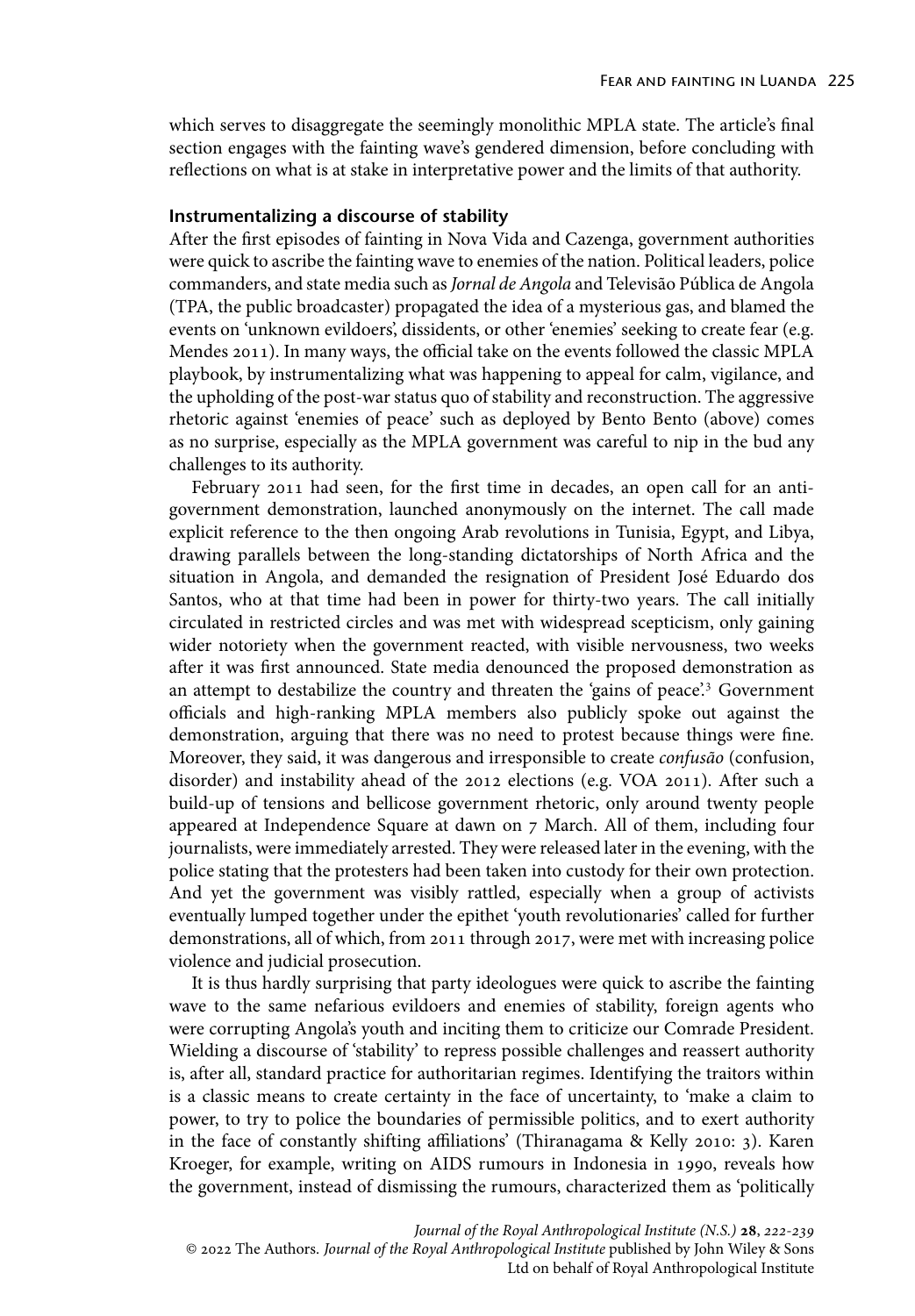which serves to disaggregate the seemingly monolithic MPLA state. The article's final section engages with the fainting wave's gendered dimension, before concluding with reflections on what is at stake in interpretative power and the limits of that authority.

### Instrumentalizing a discourse of stability

After the first episodes of fainting in Nova Vida and Cazenga, government authorities were quick to ascribe the fainting wave to enemies of the nation. Political leaders, police commanders, and state media such as *Jornal de Angola* and Televisão Pública de Angola (TPA, the public broadcaster) propagated the idea of a mysterious gas, and blamed the events on 'unknown evildoers', dissidents, or other 'enemies' seeking to create fear (e.g. Mendes 2011). In many ways, the official take on the events followed the classic MPLA playbook, by instrumentalizing what was happening to appeal for calm, vigilance, and the upholding of the post-war status quo of stability and reconstruction. The aggressive rhetoric against 'enemies of peace' such as deployed by Bento Bento (above) comes as no surprise, especially as the MPLA government was careful to nip in the bud any challenges to its authority.

February 2011 had seen, for the first time in decades, an open call for an anti-government demonstration, launched anonymously on the internet. The call made explicit reference to the then ongoing Arab revolutions in Tunisia, Egypt, and Libya, drawing parallels between the long-standing dictatorships of North Africa and the situation in Angola, and demanded the resignation of President José Eduardo dos Santos, who at that time had been in power for thirty-two years. The call initially circulated in restricted circles and was met with widespread scepticism, only gaining wider notoriety when the government reacted, with visible nervousness, two weeks after it was first announced. State media denounced the proposed demonstration as an attempt to destabilize the country and threaten the 'gains of peace'.[3] Government officials and high-ranking MPLA members also publicly spoke out against the demonstration, arguing that there was no need to protest because things were fine. Moreover, they said, it was dangerous and irresponsible to create *confusão* (confusion, disorder) and instability ahead of the 2012 elections (e.g. VOA 2011). After such a build-up of tensions and bellicose government rhetoric, only around twenty people appeared at Independence Square at dawn on 7 March. All of them, including four journalists, were immediately arrested. They were released later in the evening, with the police stating that the protesters had been taken into custody for their own protection. And yet the government was visibly rattled, especially when a group of activists eventually lumped together under the epithet 'youth revolutionaries' called for further demonstrations, all of which, from 2011 through 2017, were met with increasing police violence and judicial prosecution.

It is thus hardly surprising that party ideologues were quick to ascribe the fainting wave to the same nefarious evildoers and enemies of stability, foreign agents who were corrupting Angola's youth and inciting them to criticize our Comrade President. Wielding a discourse of 'stability' to repress possible challenges and reassert authority is, after all, standard practice for authoritarian regimes. Identifying the traitors within is a classic means to create certainty in the face of uncertainty, to 'make a claim to power, to try to police the boundaries of permissible politics, and to exert authority in the face of constantly shifting affiliations' (Thiranagama & Kelly 2010: 3). Karen Kroeger, for example, writing on AIDS rumours in Indonesia in 1990, reveals how the government, instead of dismissing the rumours, characterized them as 'politically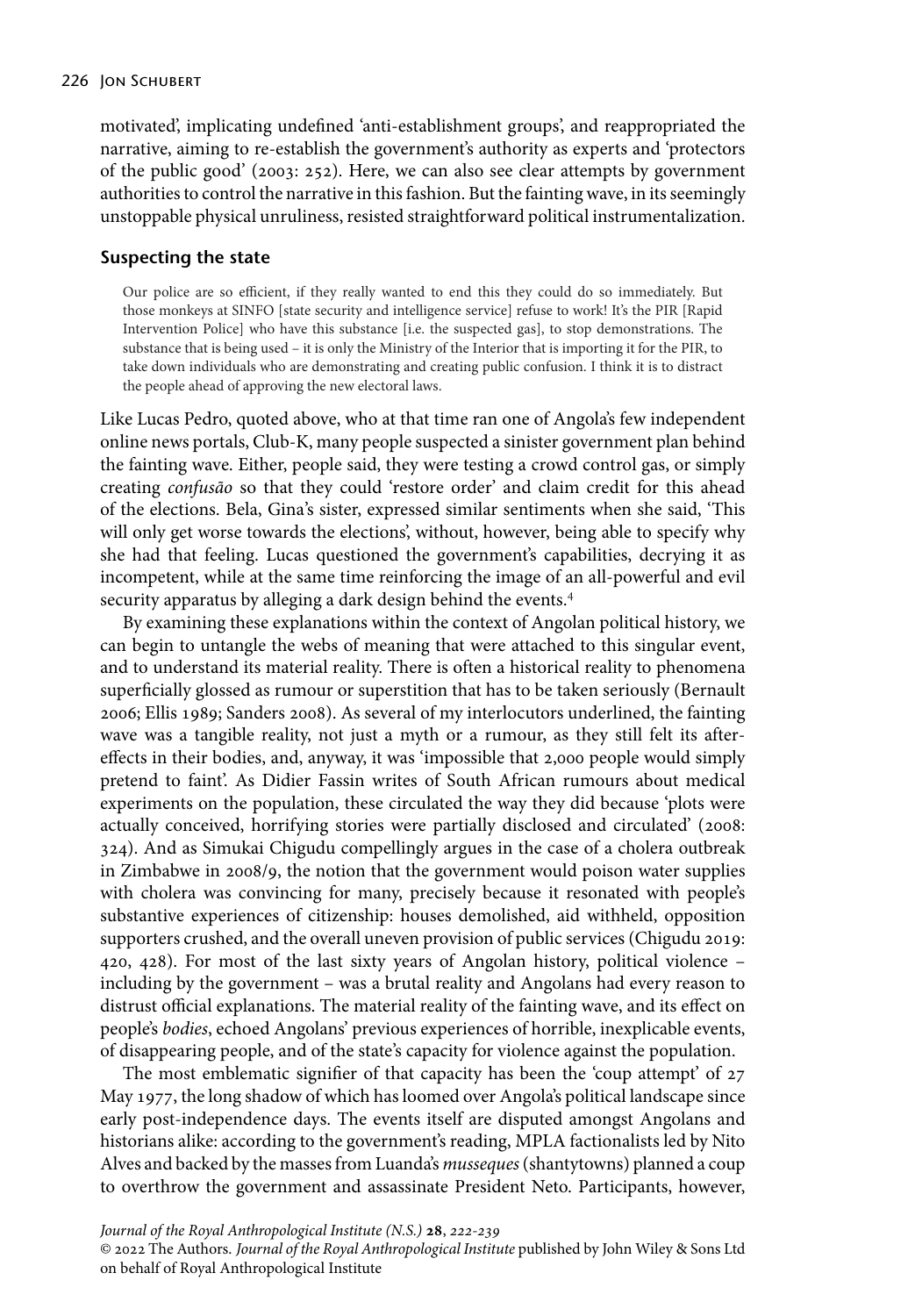motivated', implicating undefined 'anti-establishment groups', and reappropriated the narrative, aiming to re-establish the government's authority as experts and 'protectors of the public good' (2003: 252). Here, we can also see clear attempts by government authorities to control the narrative in this fashion. But the fainting wave, in its seemingly unstoppable physical unruliness, resisted straightforward political instrumentalization.

### Suspecting the state

> Our police are so efficient, if they really wanted to end this they could do so immediately. But those monkeys at SINFO [state security and intelligence service] refuse to work! It's the PIR [Rapid Intervention Police] who have this substance [i.e. the suspected gas], to stop demonstrations. The substance that is being used – it is only the Ministry of the Interior that is importing it for the PIR, to take down individuals who are demonstrating and creating public confusion. I think it is to distract the people ahead of approving the new electoral laws.

Like Lucas Pedro, quoted above, who at that time ran one of Angola's few independent online news portals, Club-K, many people suspected a sinister government plan behind the fainting wave. Either, people said, they were testing a crowd control gas, or simply creating *confusão* so that they could 'restore order' and claim credit for this ahead of the elections. Bela, Gina's sister, expressed similar sentiments when she said, 'This will only get worse towards the elections', without, however, being able to specify why she had that feeling. Lucas questioned the government's capabilities, decrying it as incompetent, while at the same time reinforcing the image of an all-powerful and evil security apparatus by alleging a dark design behind the events.[4]

By examining these explanations within the context of Angolan political history, we can begin to untangle the webs of meaning that were attached to this singular event, and to understand its material reality. There is often a historical reality to phenomena superficially glossed as rumour or superstition that has to be taken seriously (Bernault 2006; Ellis 1989; Sanders 2008). As several of my interlocutors underlined, the fainting wave was a tangible reality, not just a myth or a rumour, as they still felt its after-effects in their bodies, and, anyway, it was 'impossible that 2,000 people would simply pretend to faint'. As Didier Fassin writes of South African rumours about medical experiments on the population, these circulated the way they did because 'plots were actually conceived, horrifying stories were partially disclosed and circulated' (2008: 324). And as Simukai Chigudu compellingly argues in the case of a cholera outbreak in Zimbabwe in 2008/9, the notion that the government would poison water supplies with cholera was convincing for many, precisely because it resonated with people's substantive experiences of citizenship: houses demolished, aid withheld, opposition supporters crushed, and the overall uneven provision of public services (Chigudu 2019: 420, 428). For most of the last sixty years of Angolan history, political violence – including by the government – was a brutal reality and Angolans had every reason to distrust official explanations. The material reality of the fainting wave, and its effect on people's *bodies*, echoed Angolans' previous experiences of horrible, inexplicable events, of disappearing people, and of the state's capacity for violence against the population.

The most emblematic signifier of that capacity has been the 'coup attempt' of 27 May 1977, the long shadow of which has loomed over Angola's political landscape since early post-independence days. The events itself are disputed amongst Angolans and historians alike: according to the government's reading, MPLA factionalists led by Nito Alves and backed by the masses from Luanda's *musseques* (shantytowns) planned a coup to overthrow the government and assassinate President Neto. Participants, however,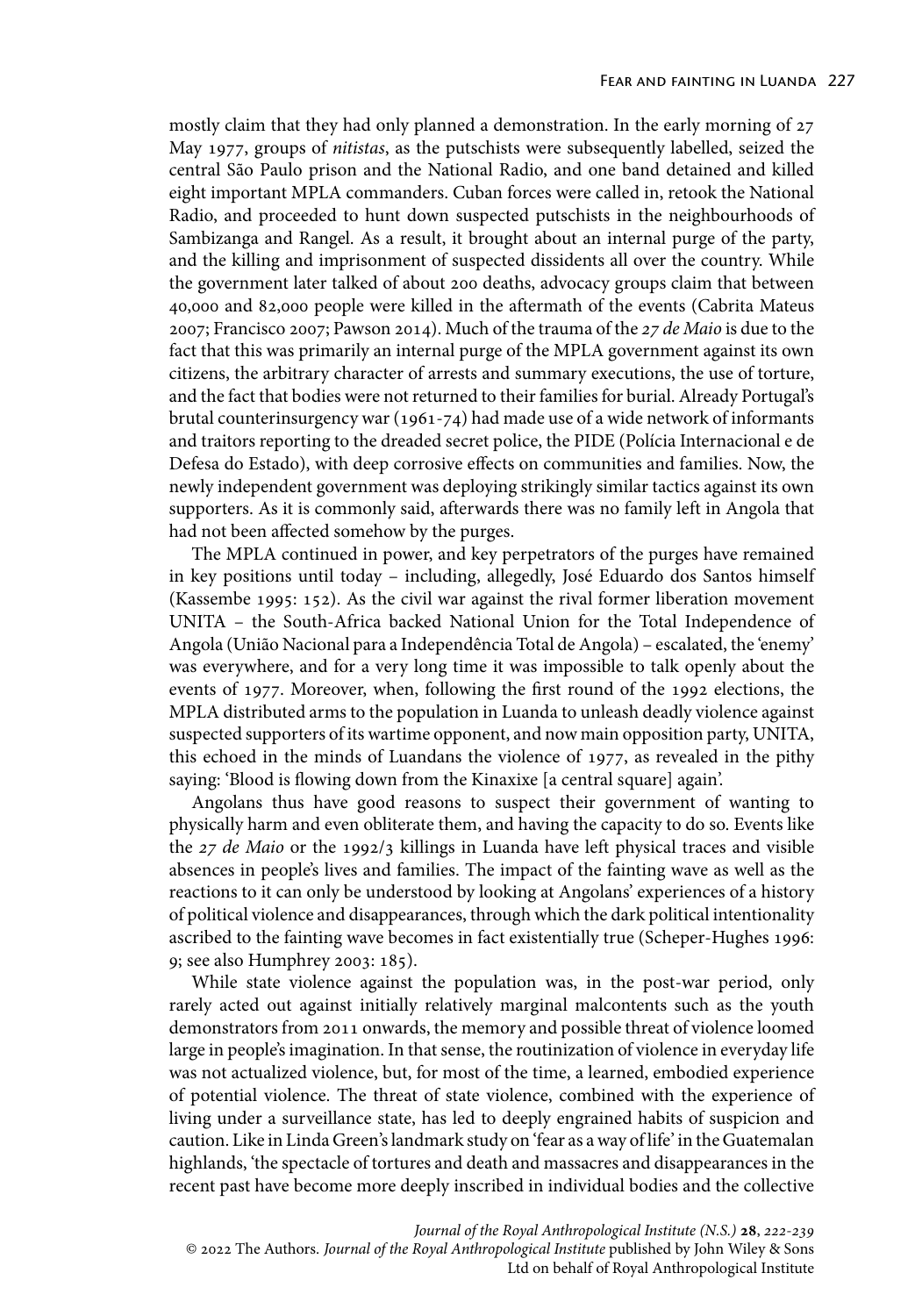mostly claim that they had only planned a demonstration. In the early morning of 27 May 1977, groups of *nitistas*, as the putschists were subsequently labelled, seized the central São Paulo prison and the National Radio, and one band detained and killed eight important MPLA commanders. Cuban forces were called in, retook the National Radio, and proceeded to hunt down suspected putschists in the neighbourhoods of Sambizanga and Rangel. As a result, it brought about an internal purge of the party, and the killing and imprisonment of suspected dissidents all over the country. While the government later talked of about 200 deaths, advocacy groups claim that between 40,000 and 82,000 people were killed in the aftermath of the events (Cabrita Mateus 2007; Francisco 2007; Pawson 2014). Much of the trauma of the *27 de Maio* is due to the fact that this was primarily an internal purge of the MPLA government against its own citizens, the arbitrary character of arrests and summary executions, the use of torture, and the fact that bodies were not returned to their families for burial. Already Portugal's brutal counterinsurgency war (1961-74) had made use of a wide network of informants and traitors reporting to the dreaded secret police, the PIDE (Polícia Internacional e de Defesa do Estado), with deep corrosive effects on communities and families. Now, the newly independent government was deploying strikingly similar tactics against its own supporters. As it is commonly said, afterwards there was no family left in Angola that had not been affected somehow by the purges.

The MPLA continued in power, and key perpetrators of the purges have remained in key positions until today – including, allegedly, José Eduardo dos Santos himself (Kassembe 1995: 152). As the civil war against the rival former liberation movement UNITA – the South-Africa backed National Union for the Total Independence of Angola (União Nacional para a Independência Total de Angola) – escalated, the 'enemy' was everywhere, and for a very long time it was impossible to talk openly about the events of 1977. Moreover, when, following the first round of the 1992 elections, the MPLA distributed arms to the population in Luanda to unleash deadly violence against suspected supporters of its wartime opponent, and now main opposition party, UNITA, this echoed in the minds of Luandans the violence of 1977, as revealed in the pithy saying: 'Blood is flowing down from the Kinaxixe [a central square] again'.

Angolans thus have good reasons to suspect their government of wanting to physically harm and even obliterate them, and having the capacity to do so. Events like the *27 de Maio* or the 1992/3 killings in Luanda have left physical traces and visible absences in people's lives and families. The impact of the fainting wave as well as the reactions to it can only be understood by looking at Angolans' experiences of a history of political violence and disappearances, through which the dark political intentionality ascribed to the fainting wave becomes in fact existentially true (Scheper-Hughes 1996: 9; see also Humphrey 2003: 185).

While state violence against the population was, in the post-war period, only rarely acted out against initially relatively marginal malcontents such as the youth demonstrators from 2011 onwards, the memory and possible threat of violence loomed large in people's imagination. In that sense, the routinization of violence in everyday life was not actualized violence, but, for most of the time, a learned, embodied experience of potential violence. The threat of state violence, combined with the experience of living under a surveillance state, has led to deeply engrained habits of suspicion and caution. Like in Linda Green's landmark study on 'fear as a way of life' in the Guatemalan highlands, 'the spectacle of tortures and death and massacres and disappearances in the recent past have become more deeply inscribed in individual bodies and the collective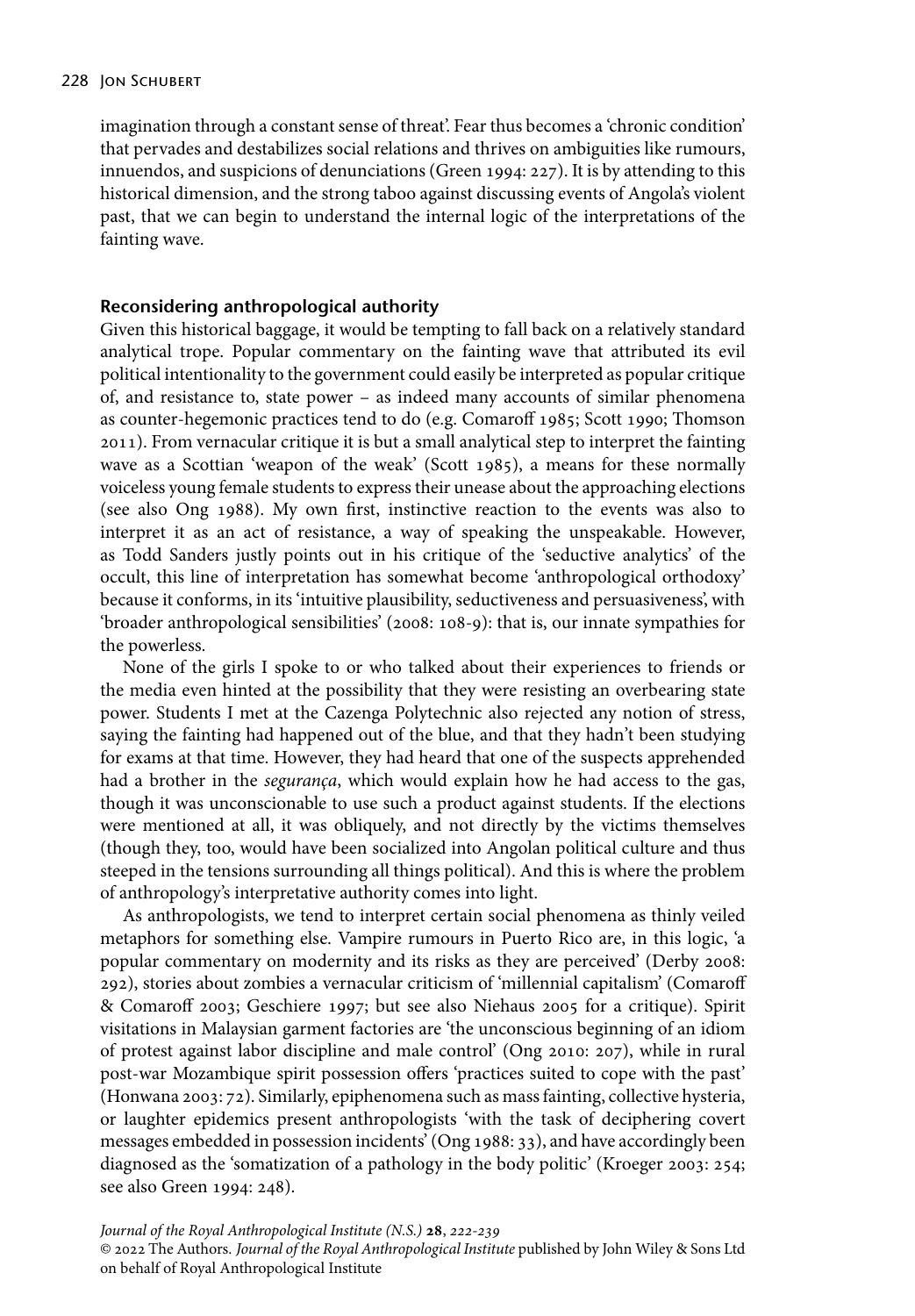imagination through a constant sense of threat'. Fear thus becomes a 'chronic condition' that pervades and destabilizes social relations and thrives on ambiguities like rumours, innuendos, and suspicions of denunciations (Green 1994: 227). It is by attending to this historical dimension, and the strong taboo against discussing events of Angola's violent past, that we can begin to understand the internal logic of the interpretations of the fainting wave.

## Reconsidering anthropological authority

Given this historical baggage, it would be tempting to fall back on a relatively standard analytical trope. Popular commentary on the fainting wave that attributed its evil political intentionality to the government could easily be interpreted as popular critique of, and resistance to, state power – as indeed many accounts of similar phenomena as counter-hegemonic practices tend to do (e.g. Comaroff 1985; Scott 1990; Thomson 2011). From vernacular critique it is but a small analytical step to interpret the fainting wave as a Scottian 'weapon of the weak' (Scott 1985), a means for these normally voiceless young female students to express their unease about the approaching elections (see also Ong 1988). My own first, instinctive reaction to the events was also to interpret it as an act of resistance, a way of speaking the unspeakable. However, as Todd Sanders justly points out in his critique of the 'seductive analytics' of the occult, this line of interpretation has somewhat become 'anthropological orthodoxy' because it conforms, in its 'intuitive plausibility, seductiveness and persuasiveness', with 'broader anthropological sensibilities' (2008: 108-9): that is, our innate sympathies for the powerless.

None of the girls I spoke to or who talked about their experiences to friends or the media even hinted at the possibility that they were resisting an overbearing state power. Students I met at the Cazenga Polytechnic also rejected any notion of stress, saying the fainting had happened out of the blue, and that they hadn't been studying for exams at that time. However, they had heard that one of the suspects apprehended had a brother in the *segurança*, which would explain how he had access to the gas, though it was unconscionable to use such a product against students. If the elections were mentioned at all, it was obliquely, and not directly by the victims themselves (though they, too, would have been socialized into Angolan political culture and thus steeped in the tensions surrounding all things political). And this is where the problem of anthropology's interpretative authority comes into light.

As anthropologists, we tend to interpret certain social phenomena as thinly veiled metaphors for something else. Vampire rumours in Puerto Rico are, in this logic, 'a popular commentary on modernity and its risks as they are perceived' (Derby 2008: 292), stories about zombies a vernacular criticism of 'millennial capitalism' (Comaroff & Comaroff 2003; Geschiere 1997; but see also Niehaus 2005 for a critique). Spirit visitations in Malaysian garment factories are 'the unconscious beginning of an idiom of protest against labor discipline and male control' (Ong 2010: 207), while in rural post-war Mozambique spirit possession offers 'practices suited to cope with the past' (Honwana 2003: 72). Similarly, epiphenomena such as mass fainting, collective hysteria, or laughter epidemics present anthropologists 'with the task of deciphering covert messages embedded in possession incidents' (Ong 1988: 33), and have accordingly been diagnosed as the 'somatization of a pathology in the body politic' (Kroeger 2003: 254; see also Green 1994: 248).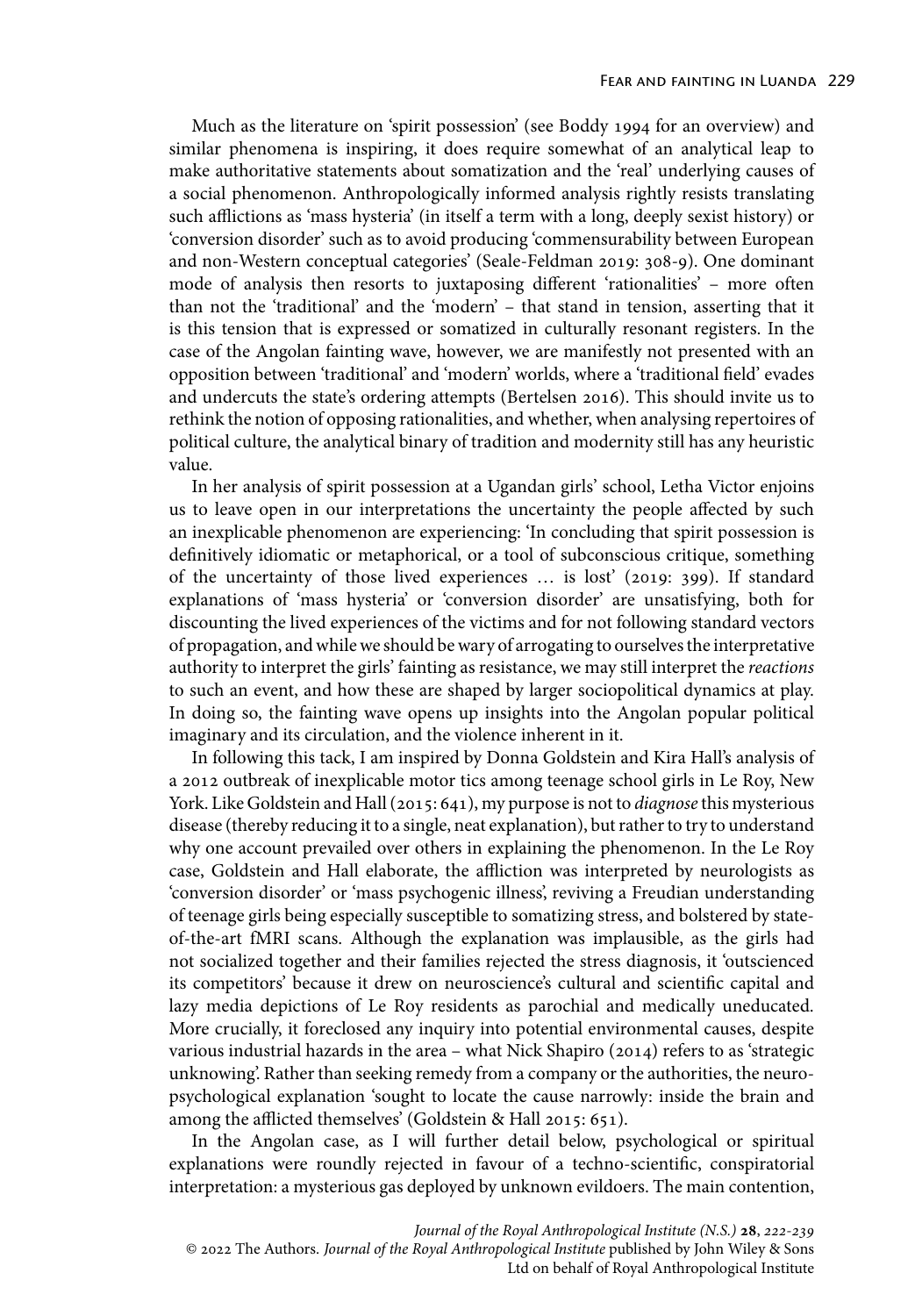Much as the literature on 'spirit possession' (see Boddy 1994 for an overview) and similar phenomena is inspiring, it does require somewhat of an analytical leap to make authoritative statements about somatization and the 'real' underlying causes of a social phenomenon. Anthropologically informed analysis rightly resists translating such afflictions as 'mass hysteria' (in itself a term with a long, deeply sexist history) or 'conversion disorder' such as to avoid producing 'commensurability between European and non-Western conceptual categories' (Seale-Feldman 2019: 308-9). One dominant mode of analysis then resorts to juxtaposing different 'rationalities' – more often than not the 'traditional' and the 'modern' – that stand in tension, asserting that it is this tension that is expressed or somatized in culturally resonant registers. In the case of the Angolan fainting wave, however, we are manifestly not presented with an opposition between 'traditional' and 'modern' worlds, where a 'traditional field' evades and undercuts the state's ordering attempts (Bertelsen 2016). This should invite us to rethink the notion of opposing rationalities, and whether, when analysing repertoires of political culture, the analytical binary of tradition and modernity still has any heuristic value.

In her analysis of spirit possession at a Ugandan girls' school, Letha Victor enjoins us to leave open in our interpretations the uncertainty the people affected by such an inexplicable phenomenon are experiencing: 'In concluding that spirit possession is definitively idiomatic or metaphorical, or a tool of subconscious critique, something of the uncertainty of those lived experiences … is lost' (2019: 399). If standard explanations of 'mass hysteria' or 'conversion disorder' are unsatisfying, both for discounting the lived experiences of the victims and for not following standard vectors of propagation, and while we should be wary of arrogating to ourselves the interpretative authority to interpret the girls' fainting as resistance, we may still interpret the *reactions* to such an event, and how these are shaped by larger sociopolitical dynamics at play. In doing so, the fainting wave opens up insights into the Angolan popular political imaginary and its circulation, and the violence inherent in it.

In following this tack, I am inspired by Donna Goldstein and Kira Hall's analysis of a 2012 outbreak of inexplicable motor tics among teenage school girls in Le Roy, New York. Like Goldstein and Hall (2015: 641), my purpose is not to *diagnose* this mysterious disease (thereby reducing it to a single, neat explanation), but rather to try to understand why one account prevailed over others in explaining the phenomenon. In the Le Roy case, Goldstein and Hall elaborate, the affliction was interpreted by neurologists as 'conversion disorder' or 'mass psychogenic illness', reviving a Freudian understanding of teenage girls being especially susceptible to somatizing stress, and bolstered by state-of-the-art fMRI scans. Although the explanation was implausible, as the girls had not socialized together and their families rejected the stress diagnosis, it 'outscienced its competitors' because it drew on neuroscience's cultural and scientific capital and lazy media depictions of Le Roy residents as parochial and medically uneducated. More crucially, it foreclosed any inquiry into potential environmental causes, despite various industrial hazards in the area – what Nick Shapiro (2014) refers to as 'strategic unknowing'. Rather than seeking remedy from a company or the authorities, the neuro-psychological explanation 'sought to locate the cause narrowly: inside the brain and among the afflicted themselves' (Goldstein & Hall 2015: 651).

In the Angolan case, as I will further detail below, psychological or spiritual explanations were roundly rejected in favour of a techno-scientific, conspiratorial interpretation: a mysterious gas deployed by unknown evildoers. The main contention,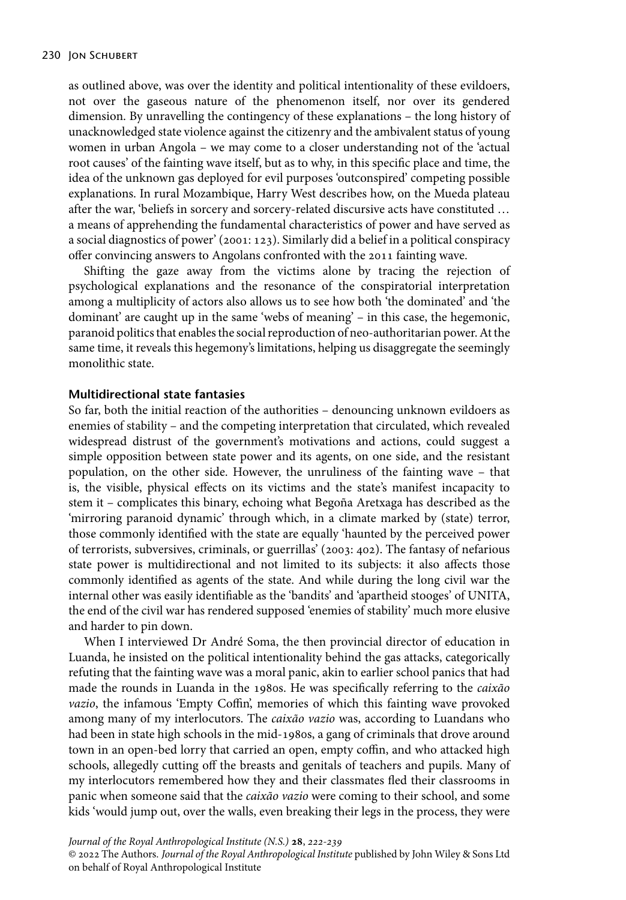as outlined above, was over the identity and political intentionality of these evildoers, not over the gaseous nature of the phenomenon itself, nor over its gendered dimension. By unravelling the contingency of these explanations – the long history of unacknowledged state violence against the citizenry and the ambivalent status of young women in urban Angola – we may come to a closer understanding not of the 'actual root causes' of the fainting wave itself, but as to why, in this specific place and time, the idea of the unknown gas deployed for evil purposes 'outconspired' competing possible explanations. In rural Mozambique, Harry West describes how, on the Mueda plateau after the war, 'beliefs in sorcery and sorcery-related discursive acts have constituted … a means of apprehending the fundamental characteristics of power and have served as a social diagnostics of power' (2001: 123). Similarly did a belief in a political conspiracy offer convincing answers to Angolans confronted with the 2011 fainting wave.

Shifting the gaze away from the victims alone by tracing the rejection of psychological explanations and the resonance of the conspiratorial interpretation among a multiplicity of actors also allows us to see how both 'the dominated' and 'the dominant' are caught up in the same 'webs of meaning' – in this case, the hegemonic, paranoid politics that enables the social reproduction of neo-authoritarian power. At the same time, it reveals this hegemony's limitations, helping us disaggregate the seemingly monolithic state.

## Multidirectional state fantasies

So far, both the initial reaction of the authorities – denouncing unknown evildoers as enemies of stability – and the competing interpretation that circulated, which revealed widespread distrust of the government's motivations and actions, could suggest a simple opposition between state power and its agents, on one side, and the resistant population, on the other side. However, the unruliness of the fainting wave – that is, the visible, physical effects on its victims and the state's manifest incapacity to stem it – complicates this binary, echoing what Begoña Aretxaga has described as the 'mirroring paranoid dynamic' through which, in a climate marked by (state) terror, those commonly identified with the state are equally 'haunted by the perceived power of terrorists, subversives, criminals, or guerrillas' (2003: 402). The fantasy of nefarious state power is multidirectional and not limited to its subjects: it also affects those commonly identified as agents of the state. And while during the long civil war the internal other was easily identifiable as the 'bandits' and 'apartheid stooges' of UNITA, the end of the civil war has rendered supposed 'enemies of stability' much more elusive and harder to pin down.

When I interviewed Dr André Soma, the then provincial director of education in Luanda, he insisted on the political intentionality behind the gas attacks, categorically refuting that the fainting wave was a moral panic, akin to earlier school panics that had made the rounds in Luanda in the 1980s. He was specifically referring to the *caixão vazio*, the infamous 'Empty Coffin', memories of which this fainting wave provoked among many of my interlocutors. The *caixão vazio* was, according to Luandans who had been in state high schools in the mid-1980s, a gang of criminals that drove around town in an open-bed lorry that carried an open, empty coffin, and who attacked high schools, allegedly cutting off the breasts and genitals of teachers and pupils. Many of my interlocutors remembered how they and their classmates fled their classrooms in panic when someone said that the *caixão vazio* were coming to their school, and some kids 'would jump out, over the walls, even breaking their legs in the process, they were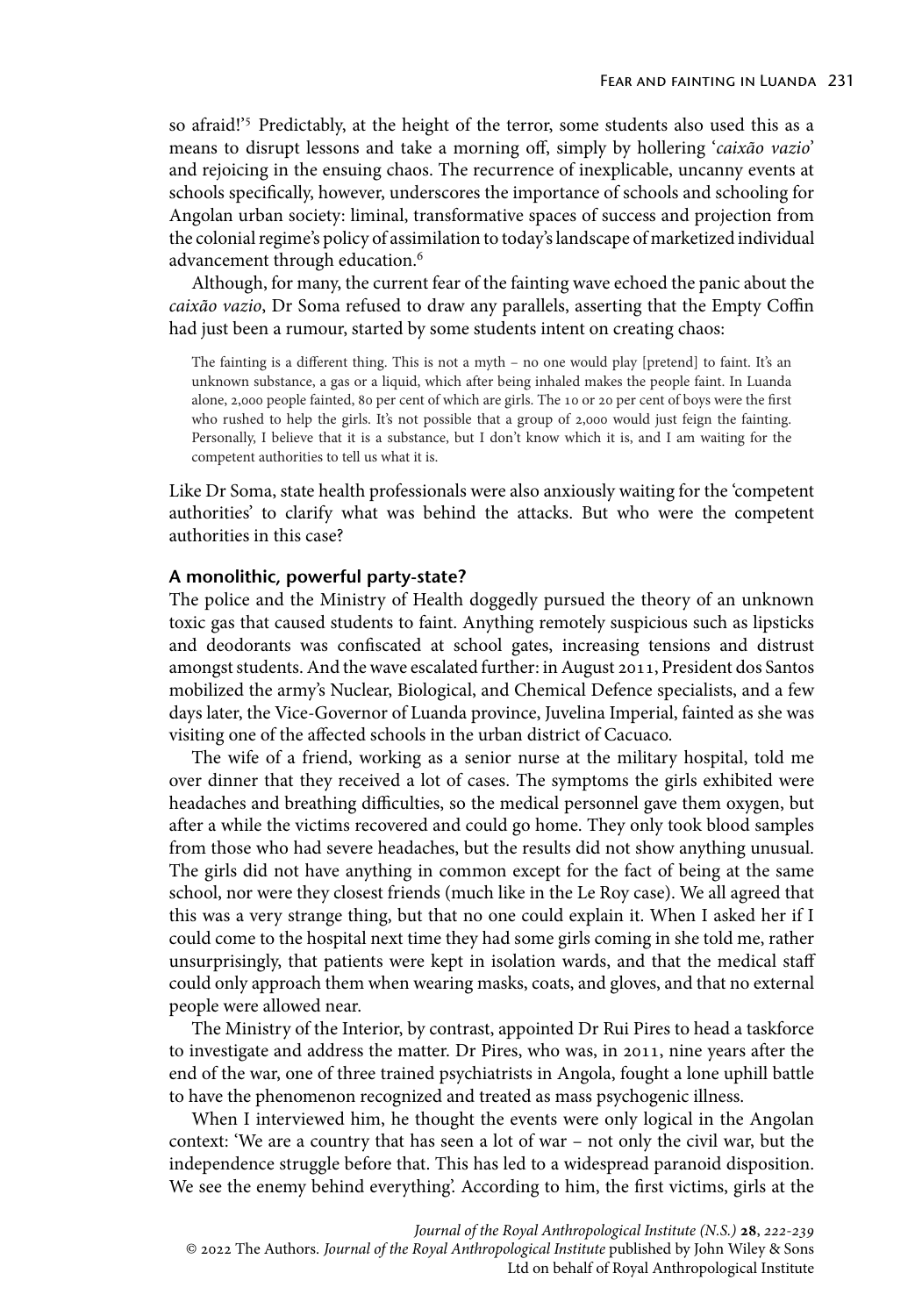so afraid!'[5] Predictably, at the height of the terror, some students also used this as a means to disrupt lessons and take a morning off, simply by hollering '*caixão vazio*' and rejoicing in the ensuing chaos. The recurrence of inexplicable, uncanny events at schools specifically, however, underscores the importance of schools and schooling for Angolan urban society: liminal, transformative spaces of success and projection from the colonial regime's policy of assimilation to today's landscape of marketized individual advancement through education.[6]

Although, for many, the current fear of the fainting wave echoed the panic about the *caixão vazio*, Dr Soma refused to draw any parallels, asserting that the Empty Coffin had just been a rumour, started by some students intent on creating chaos:

> The fainting is a different thing. This is not a myth – no one would play [pretend] to faint. It's an unknown substance, a gas or a liquid, which after being inhaled makes the people faint. In Luanda alone, 2,000 people fainted, 80 per cent of which are girls. The 10 or 20 per cent of boys were the first who rushed to help the girls. It's not possible that a group of 2,000 would just feign the fainting. Personally, I believe that it is a substance, but I don't know which it is, and I am waiting for the competent authorities to tell us what it is.

Like Dr Soma, state health professionals were also anxiously waiting for the 'competent authorities' to clarify what was behind the attacks. But who were the competent authorities in this case?

### A monolithic, powerful party-state?

The police and the Ministry of Health doggedly pursued the theory of an unknown toxic gas that caused students to faint. Anything remotely suspicious such as lipsticks and deodorants was confiscated at school gates, increasing tensions and distrust amongst students. And the wave escalated further: in August 2011, President dos Santos mobilized the army's Nuclear, Biological, and Chemical Defence specialists, and a few days later, the Vice-Governor of Luanda province, Juvelina Imperial, fainted as she was visiting one of the affected schools in the urban district of Cacuaco.

The wife of a friend, working as a senior nurse at the military hospital, told me over dinner that they received a lot of cases. The symptoms the girls exhibited were headaches and breathing difficulties, so the medical personnel gave them oxygen, but after a while the victims recovered and could go home. They only took blood samples from those who had severe headaches, but the results did not show anything unusual. The girls did not have anything in common except for the fact of being at the same school, nor were they closest friends (much like in the Le Roy case). We all agreed that this was a very strange thing, but that no one could explain it. When I asked her if I could come to the hospital next time they had some girls coming in she told me, rather unsurprisingly, that patients were kept in isolation wards, and that the medical staff could only approach them when wearing masks, coats, and gloves, and that no external people were allowed near.

The Ministry of the Interior, by contrast, appointed Dr Rui Pires to head a taskforce to investigate and address the matter. Dr Pires, who was, in 2011, nine years after the end of the war, one of three trained psychiatrists in Angola, fought a lone uphill battle to have the phenomenon recognized and treated as mass psychogenic illness.

When I interviewed him, he thought the events were only logical in the Angolan context: 'We are a country that has seen a lot of war – not only the civil war, but the independence struggle before that. This has led to a widespread paranoid disposition. We see the enemy behind everything'. According to him, the first victims, girls at the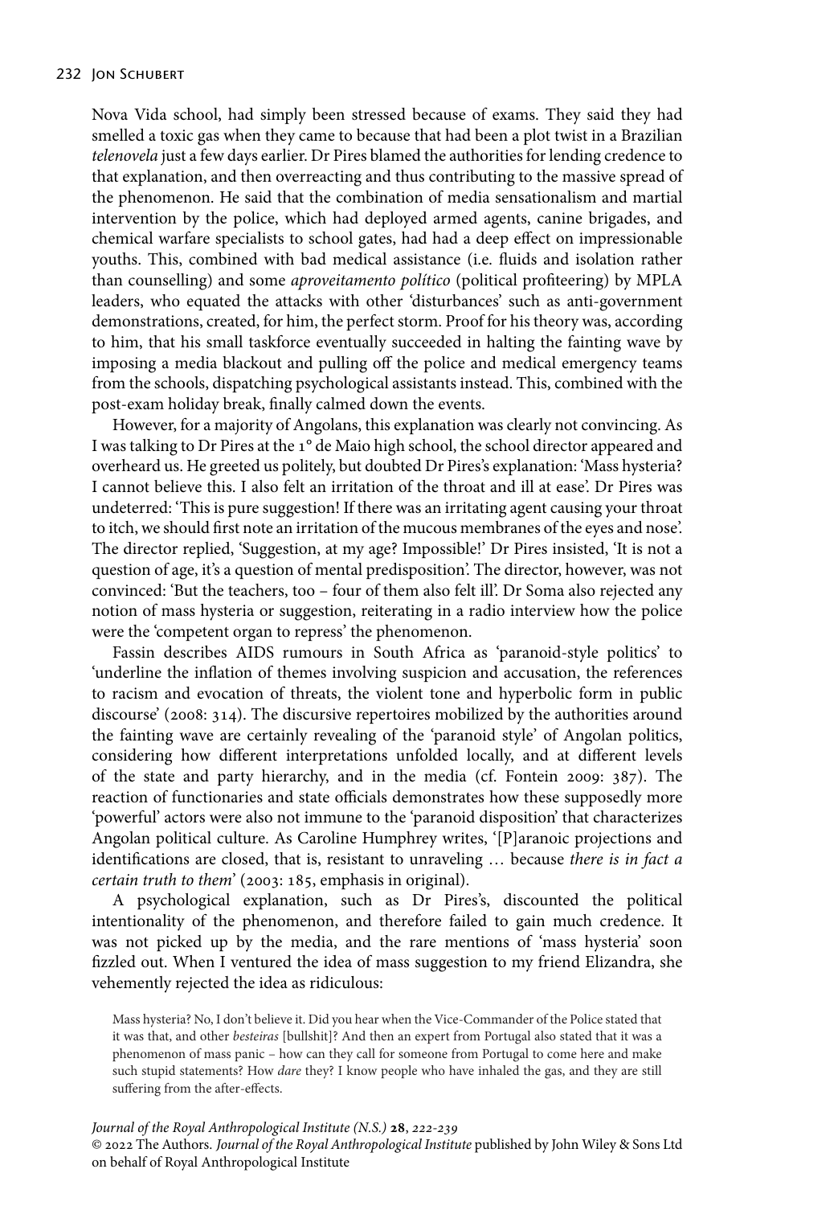Nova Vida school, had simply been stressed because of exams. They said they had smelled a toxic gas when they came to because that had been a plot twist in a Brazilian *telenovela* just a few days earlier. Dr Pires blamed the authorities for lending credence to that explanation, and then overreacting and thus contributing to the massive spread of the phenomenon. He said that the combination of media sensationalism and martial intervention by the police, which had deployed armed agents, canine brigades, and chemical warfare specialists to school gates, had had a deep effect on impressionable youths. This, combined with bad medical assistance (i.e. fluids and isolation rather than counselling) and some *aproveitamento político* (political profiteering) by MPLA leaders, who equated the attacks with other 'disturbances' such as anti-government demonstrations, created, for him, the perfect storm. Proof for his theory was, according to him, that his small taskforce eventually succeeded in halting the fainting wave by imposing a media blackout and pulling off the police and medical emergency teams from the schools, dispatching psychological assistants instead. This, combined with the post-exam holiday break, finally calmed down the events.

However, for a majority of Angolans, this explanation was clearly not convincing. As I was talking to Dr Pires at the 1° de Maio high school, the school director appeared and overheard us. He greeted us politely, but doubted Dr Pires's explanation: 'Mass hysteria? I cannot believe this. I also felt an irritation of the throat and ill at ease'. Dr Pires was undeterred: 'This is pure suggestion! If there was an irritating agent causing your throat to itch, we should first note an irritation of the mucous membranes of the eyes and nose'. The director replied, 'Suggestion, at my age? Impossible!' Dr Pires insisted, 'It is not a question of age, it's a question of mental predisposition'. The director, however, was not convinced: 'But the teachers, too – four of them also felt ill'. Dr Soma also rejected any notion of mass hysteria or suggestion, reiterating in a radio interview how the police were the 'competent organ to repress' the phenomenon.

Fassin describes AIDS rumours in South Africa as 'paranoid-style politics' to 'underline the inflation of themes involving suspicion and accusation, the references to racism and evocation of threats, the violent tone and hyperbolic form in public discourse' (2008: 314). The discursive repertoires mobilized by the authorities around the fainting wave are certainly revealing of the 'paranoid style' of Angolan politics, considering how different interpretations unfolded locally, and at different levels of the state and party hierarchy, and in the media (cf. Fontein 2009: 387). The reaction of functionaries and state officials demonstrates how these supposedly more 'powerful' actors were also not immune to the 'paranoid disposition' that characterizes Angolan political culture. As Caroline Humphrey writes, '[P]aranoic projections and identifications are closed, that is, resistant to unraveling … because *there is in fact a certain truth to them*' (2003: 185, emphasis in original).

A psychological explanation, such as Dr Pires's, discounted the political intentionality of the phenomenon, and therefore failed to gain much credence. It was not picked up by the media, and the rare mentions of 'mass hysteria' soon fizzled out. When I ventured the idea of mass suggestion to my friend Elizandra, she vehemently rejected the idea as ridiculous:

> Mass hysteria? No, I don't believe it. Did you hear when the Vice-Commander of the Police stated that it was that, and other *besteiras* [bullshit]? And then an expert from Portugal also stated that it was a phenomenon of mass panic – how can they call for someone from Portugal to come here and make such stupid statements? How *dare* they? I know people who have inhaled the gas, and they are still suffering from the after-effects.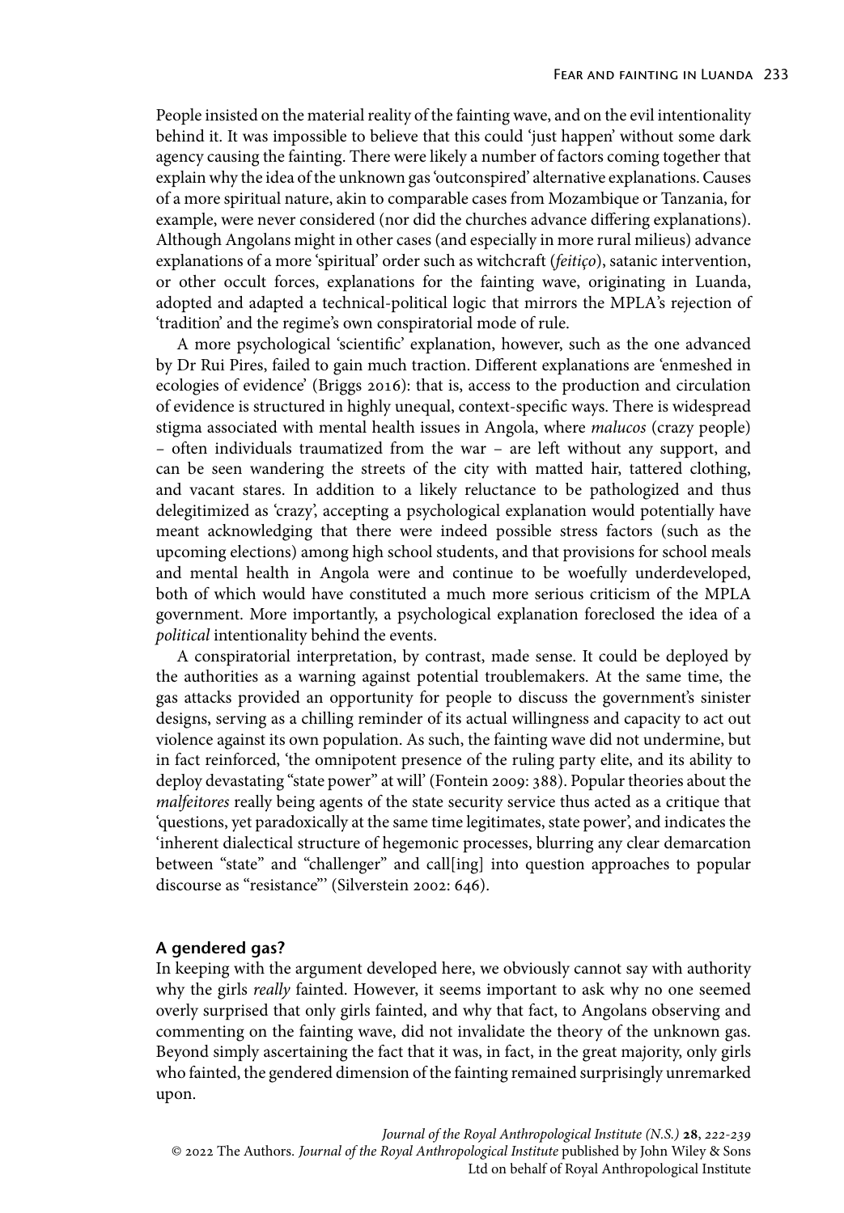People insisted on the material reality of the fainting wave, and on the evil intentionality behind it. It was impossible to believe that this could 'just happen' without some dark agency causing the fainting. There were likely a number of factors coming together that explain why the idea of the unknown gas 'outconspired' alternative explanations. Causes of a more spiritual nature, akin to comparable cases from Mozambique or Tanzania, for example, were never considered (nor did the churches advance differing explanations). Although Angolans might in other cases (and especially in more rural milieus) advance explanations of a more 'spiritual' order such as witchcraft (*feitiço*), satanic intervention, or other occult forces, explanations for the fainting wave, originating in Luanda, adopted and adapted a technical-political logic that mirrors the MPLA's rejection of 'tradition' and the regime's own conspiratorial mode of rule.

A more psychological 'scientific' explanation, however, such as the one advanced by Dr Rui Pires, failed to gain much traction. Different explanations are 'enmeshed in ecologies of evidence' (Briggs 2016): that is, access to the production and circulation of evidence is structured in highly unequal, context-specific ways. There is widespread stigma associated with mental health issues in Angola, where *malucos* (crazy people) – often individuals traumatized from the war – are left without any support, and can be seen wandering the streets of the city with matted hair, tattered clothing, and vacant stares. In addition to a likely reluctance to be pathologized and thus delegitimized as 'crazy', accepting a psychological explanation would potentially have meant acknowledging that there were indeed possible stress factors (such as the upcoming elections) among high school students, and that provisions for school meals and mental health in Angola were and continue to be woefully underdeveloped, both of which would have constituted a much more serious criticism of the MPLA government. More importantly, a psychological explanation foreclosed the idea of a *political* intentionality behind the events.

A conspiratorial interpretation, by contrast, made sense. It could be deployed by the authorities as a warning against potential troublemakers. At the same time, the gas attacks provided an opportunity for people to discuss the government's sinister designs, serving as a chilling reminder of its actual willingness and capacity to act out violence against its own population. As such, the fainting wave did not undermine, but in fact reinforced, 'the omnipotent presence of the ruling party elite, and its ability to deploy devastating "state power" at will' (Fontein 2009: 388). Popular theories about the *malfeitores* really being agents of the state security service thus acted as a critique that 'questions, yet paradoxically at the same time legitimates, state power', and indicates the 'inherent dialectical structure of hegemonic processes, blurring any clear demarcation between "state" and "challenger" and call[ing] into question approaches to popular discourse as "resistance"' (Silverstein 2002: 646).

### A gendered gas?

In keeping with the argument developed here, we obviously cannot say with authority why the girls *really* fainted. However, it seems important to ask why no one seemed overly surprised that only girls fainted, and why that fact, to Angolans observing and commenting on the fainting wave, did not invalidate the theory of the unknown gas. Beyond simply ascertaining the fact that it was, in fact, in the great majority, only girls who fainted, the gendered dimension of the fainting remained surprisingly unremarked upon.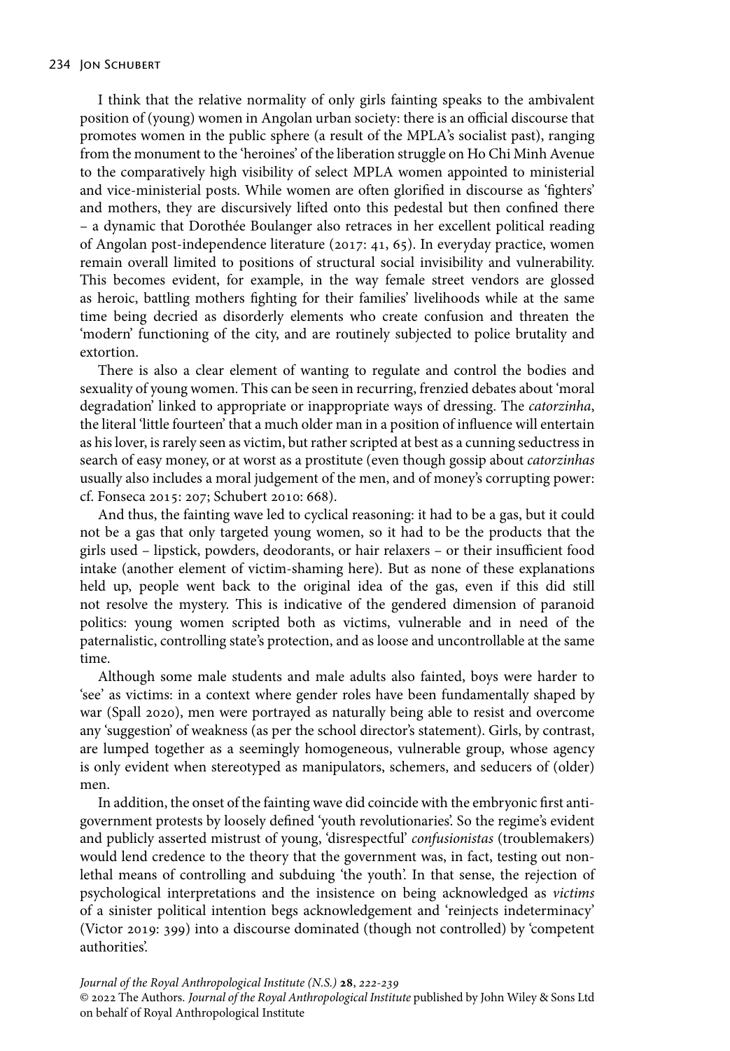I think that the relative normality of only girls fainting speaks to the ambivalent position of (young) women in Angolan urban society: there is an official discourse that promotes women in the public sphere (a result of the MPLA's socialist past), ranging from the monument to the 'heroines' of the liberation struggle on Ho Chi Minh Avenue to the comparatively high visibility of select MPLA women appointed to ministerial and vice-ministerial posts. While women are often glorified in discourse as 'fighters' and mothers, they are discursively lifted onto this pedestal but then confined there – a dynamic that Dorothée Boulanger also retraces in her excellent political reading of Angolan post-independence literature (2017: 41, 65). In everyday practice, women remain overall limited to positions of structural social invisibility and vulnerability. This becomes evident, for example, in the way female street vendors are glossed as heroic, battling mothers fighting for their families' livelihoods while at the same time being decried as disorderly elements who create confusion and threaten the 'modern' functioning of the city, and are routinely subjected to police brutality and extortion.

There is also a clear element of wanting to regulate and control the bodies and sexuality of young women. This can be seen in recurring, frenzied debates about 'moral degradation' linked to appropriate or inappropriate ways of dressing. The *catorzinha*, the literal 'little fourteen' that a much older man in a position of influence will entertain as his lover, is rarely seen as victim, but rather scripted at best as a cunning seductress in search of easy money, or at worst as a prostitute (even though gossip about *catorzinhas* usually also includes a moral judgement of the men, and of money's corrupting power: cf. Fonseca 2015: 207; Schubert 2010: 668).

And thus, the fainting wave led to cyclical reasoning: it had to be a gas, but it could not be a gas that only targeted young women, so it had to be the products that the girls used – lipstick, powders, deodorants, or hair relaxers – or their insufficient food intake (another element of victim-shaming here). But as none of these explanations held up, people went back to the original idea of the gas, even if this did still not resolve the mystery. This is indicative of the gendered dimension of paranoid politics: young women scripted both as victims, vulnerable and in need of the paternalistic, controlling state's protection, and as loose and uncontrollable at the same time.

Although some male students and male adults also fainted, boys were harder to 'see' as victims: in a context where gender roles have been fundamentally shaped by war (Spall 2020), men were portrayed as naturally being able to resist and overcome any 'suggestion' of weakness (as per the school director's statement). Girls, by contrast, are lumped together as a seemingly homogeneous, vulnerable group, whose agency is only evident when stereotyped as manipulators, schemers, and seducers of (older) men.

In addition, the onset of the fainting wave did coincide with the embryonic first anti-government protests by loosely defined 'youth revolutionaries'. So the regime's evident and publicly asserted mistrust of young, 'disrespectful' *confusionistas* (troublemakers) would lend credence to the theory that the government was, in fact, testing out non-lethal means of controlling and subduing 'the youth'. In that sense, the rejection of psychological interpretations and the insistence on being acknowledged as *victims* of a sinister political intention begs acknowledgement and 'reinjects indeterminacy' (Victor 2019: 399) into a discourse dominated (though not controlled) by 'competent authorities'.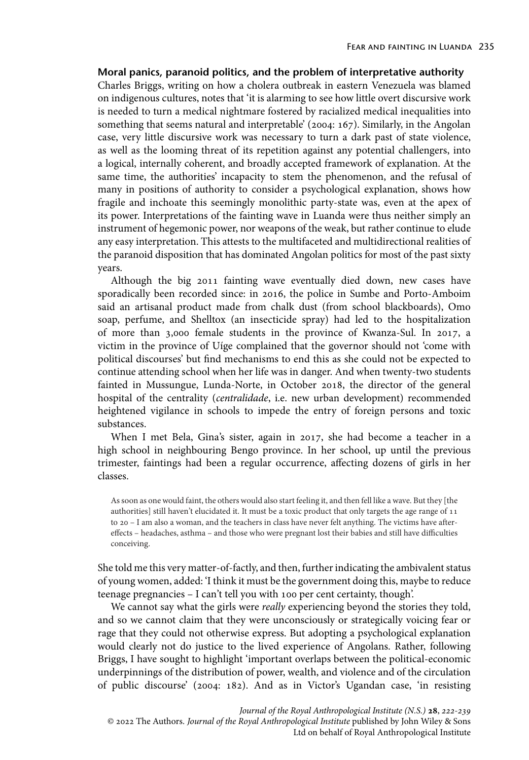### Moral panics, paranoid politics, and the problem of interpretative authority

Charles Briggs, writing on how a cholera outbreak in eastern Venezuela was blamed on indigenous cultures, notes that 'it is alarming to see how little overt discursive work is needed to turn a medical nightmare fostered by racialized medical inequalities into something that seems natural and interpretable' (2004: 167). Similarly, in the Angolan case, very little discursive work was necessary to turn a dark past of state violence, as well as the looming threat of its repetition against any potential challengers, into a logical, internally coherent, and broadly accepted framework of explanation. At the same time, the authorities' incapacity to stem the phenomenon, and the refusal of many in positions of authority to consider a psychological explanation, shows how fragile and inchoate this seemingly monolithic party-state was, even at the apex of its power. Interpretations of the fainting wave in Luanda were thus neither simply an instrument of hegemonic power, nor weapons of the weak, but rather continue to elude any easy interpretation. This attests to the multifaceted and multidirectional realities of the paranoid disposition that has dominated Angolan politics for most of the past sixty years.

Although the big 2011 fainting wave eventually died down, new cases have sporadically been recorded since: in 2016, the police in Sumbe and Porto-Amboim said an artisanal product made from chalk dust (from school blackboards), Omo soap, perfume, and Shelltox (an insecticide spray) had led to the hospitalization of more than 3,000 female students in the province of Kwanza-Sul. In 2017, a victim in the province of Uíge complained that the governor should not 'come with political discourses' but find mechanisms to end this as she could not be expected to continue attending school when her life was in danger. And when twenty-two students fainted in Mussungue, Lunda-Norte, in October 2018, the director of the general hospital of the centrality (*centralidade*, i.e. new urban development) recommended heightened vigilance in schools to impede the entry of foreign persons and toxic substances.

When I met Bela, Gina's sister, again in 2017, she had become a teacher in a high school in neighbouring Bengo province. In her school, up until the previous trimester, faintings had been a regular occurrence, affecting dozens of girls in her classes.

> As soon as one would faint, the others would also start feeling it, and then fell like a wave. But they [the authorities] still haven't elucidated it. It must be a toxic product that only targets the age range of 11 to 20 – I am also a woman, and the teachers in class have never felt anything. The victims have after-effects – headaches, asthma – and those who were pregnant lost their babies and still have difficulties conceiving.

She told me this very matter-of-factly, and then, further indicating the ambivalent status of young women, added: 'I think it must be the government doing this, maybe to reduce teenage pregnancies – I can't tell you with 100 per cent certainty, though'.

We cannot say what the girls were *really* experiencing beyond the stories they told, and so we cannot claim that they were unconsciously or strategically voicing fear or rage that they could not otherwise express. But adopting a psychological explanation would clearly not do justice to the lived experience of Angolans. Rather, following Briggs, I have sought to highlight 'important overlaps between the political-economic underpinnings of the distribution of power, wealth, and violence and of the circulation of public discourse' (2004: 182). And as in Victor's Ugandan case, 'in resisting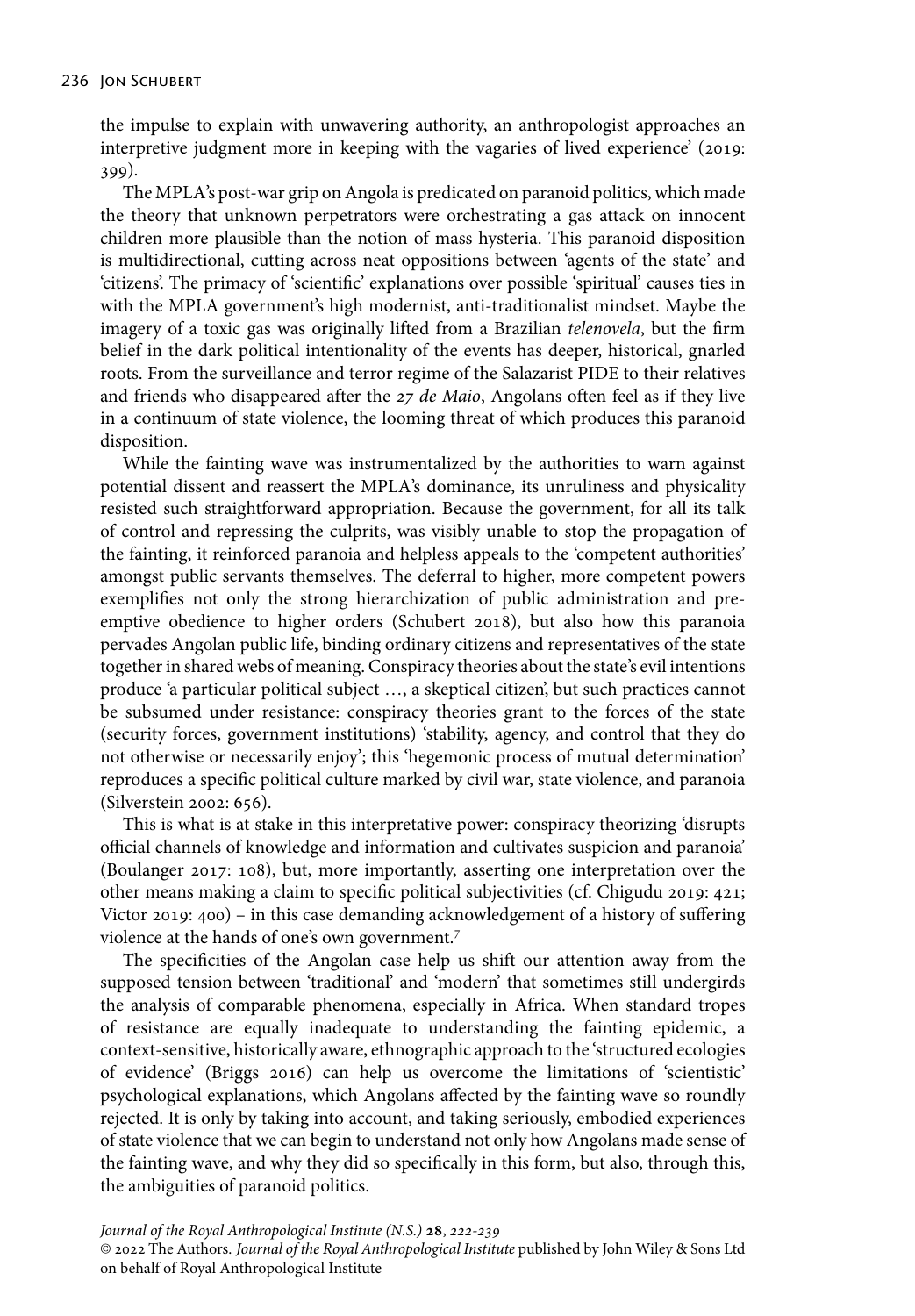the impulse to explain with unwavering authority, an anthropologist approaches an interpretive judgment more in keeping with the vagaries of lived experience' (2019: 399).

The MPLA's post-war grip on Angola is predicated on paranoid politics, which made the theory that unknown perpetrators were orchestrating a gas attack on innocent children more plausible than the notion of mass hysteria. This paranoid disposition is multidirectional, cutting across neat oppositions between 'agents of the state' and 'citizens'. The primacy of 'scientific' explanations over possible 'spiritual' causes ties in with the MPLA government's high modernist, anti-traditionalist mindset. Maybe the imagery of a toxic gas was originally lifted from a Brazilian *telenovela*, but the firm belief in the dark political intentionality of the events has deeper, historical, gnarled roots. From the surveillance and terror regime of the Salazarist PIDE to their relatives and friends who disappeared after the *27 de Maio*, Angolans often feel as if they live in a continuum of state violence, the looming threat of which produces this paranoid disposition.

While the fainting wave was instrumentalized by the authorities to warn against potential dissent and reassert the MPLA's dominance, its unruliness and physicality resisted such straightforward appropriation. Because the government, for all its talk of control and repressing the culprits, was visibly unable to stop the propagation of the fainting, it reinforced paranoia and helpless appeals to the 'competent authorities' amongst public servants themselves. The deferral to higher, more competent powers exemplifies not only the strong hierarchization of public administration and pre-emptive obedience to higher orders (Schubert 2018), but also how this paranoia pervades Angolan public life, binding ordinary citizens and representatives of the state together in shared webs of meaning. Conspiracy theories about the state's evil intentions produce 'a particular political subject …, a skeptical citizen', but such practices cannot be subsumed under resistance: conspiracy theories grant to the forces of the state (security forces, government institutions) 'stability, agency, and control that they do not otherwise or necessarily enjoy'; this 'hegemonic process of mutual determination' reproduces a specific political culture marked by civil war, state violence, and paranoia (Silverstein 2002: 656).

This is what is at stake in this interpretative power: conspiracy theorizing 'disrupts official channels of knowledge and information and cultivates suspicion and paranoia' (Boulanger 2017: 108), but, more importantly, asserting one interpretation over the other means making a claim to specific political subjectivities (cf. Chigudu 2019: 421; Victor 2019: 400) – in this case demanding acknowledgement of a history of suffering violence at the hands of one's own government.[7]

The specificities of the Angolan case help us shift our attention away from the supposed tension between 'traditional' and 'modern' that sometimes still undergirds the analysis of comparable phenomena, especially in Africa. When standard tropes of resistance are equally inadequate to understanding the fainting epidemic, a context-sensitive, historically aware, ethnographic approach to the 'structured ecologies of evidence' (Briggs 2016) can help us overcome the limitations of 'scientistic' psychological explanations, which Angolans affected by the fainting wave so roundly rejected. It is only by taking into account, and taking seriously, embodied experiences of state violence that we can begin to understand not only how Angolans made sense of the fainting wave, and why they did so specifically in this form, but also, through this, the ambiguities of paranoid politics.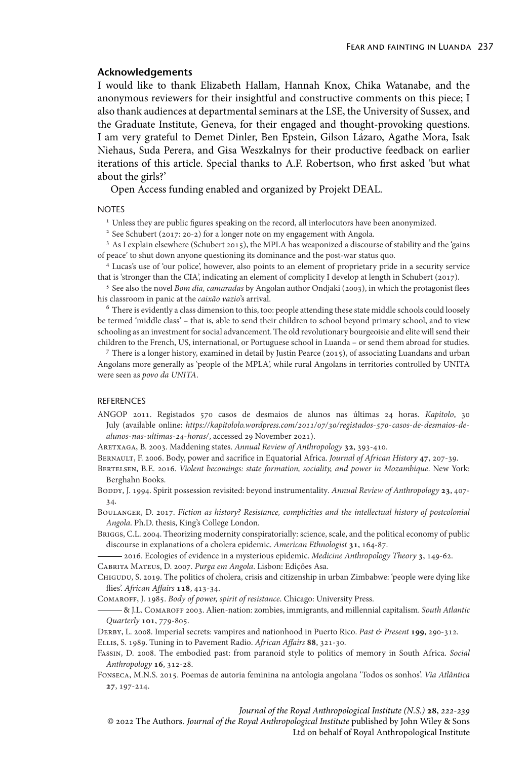## Acknowledgements

I would like to thank Elizabeth Hallam, Hannah Knox, Chika Watanabe, and the anonymous reviewers for their insightful and constructive comments on this piece; I also thank audiences at departmental seminars at the LSE, the University of Sussex, and the Graduate Institute, Geneva, for their engaged and thought-provoking questions. I am very grateful to Demet Dinler, Ben Epstein, Gilson Lázaro, Agathe Mora, Isak Niehaus, Suda Perera, and Gisa Weszkalnys for their productive feedback on earlier iterations of this article. Special thanks to A.F. Robertson, who first asked 'but what about the girls?'

Open Access funding enabled and organized by Projekt DEAL.

### NOTES

[1] Unless they are public figures speaking on the record, all interlocutors have been anonymized.

[2] See Schubert (2017: 20-2) for a longer note on my engagement with Angola.

[3] As I explain elsewhere (Schubert 2015), the MPLA has weaponized a discourse of stability and the 'gains of peace' to shut down anyone questioning its dominance and the post-war status quo.

[4] Lucas's use of 'our police', however, also points to an element of proprietary pride in a security service that is 'stronger than the CIA', indicating an element of complicity I develop at length in Schubert (2017).

[5] See also the novel *Bom dia, camaradas* by Angolan author Ondjaki (2003), in which the protagonist flees his classroom in panic at the *caixão vazio*'s arrival.

[6] There is evidently a class dimension to this, too: people attending these state middle schools could loosely be termed 'middle class' – that is, able to send their children to school beyond primary school, and to view schooling as an investment for social advancement. The old revolutionary bourgeoisie and elite will send their children to the French, US, international, or Portuguese school in Luanda – or send them abroad for studies.

[7] There is a longer history, examined in detail by Justin Pearce (2015), of associating Luandans and urban Angolans more generally as 'people of the MPLA', while rural Angolans in territories controlled by UNITA were seen as *povo da UNITA*.

### REFERENCES

ANGOP 2011. Registados 570 casos de desmaios de alunos nas últimas 24 horas. *Kapitolo*, 30 July (available online: *https://kapitololo.wordpress.com/2011/07/30/registados-570-casos-de-desmaios-de-alunos-nas-ultimas-24-horas/*, accessed 29 November 2021).

Aretxaga, B. 2003. Maddening states. *Annual Review of Anthropology* **32**, 393-410.

Bernault, F. 2006. Body, power and sacrifice in Equatorial Africa. *Journal of African History* **47**, 207-39.

Bertelsen, B.E. 2016. *Violent becomings: state formation, sociality, and power in Mozambique*. New York: Berghahn Books.

Boddy, J. 1994. Spirit possession revisited: beyond instrumentality. *Annual Review of Anthropology* **23**, 407-34.

Boulanger, D. 2017. *Fiction as history? Resistance, complicities and the intellectual history of postcolonial Angola*. Ph.D. thesis, King's College London.

Briggs, C.L. 2004. Theorizing modernity conspiratorially: science, scale, and the political economy of public discourse in explanations of a cholera epidemic. *American Ethnologist* **31**, 164-87.

——— 2016. Ecologies of evidence in a mysterious epidemic. *Medicine Anthropology Theory* **3**, 149-62.

Cabrita Mateus, D. 2007. *Purga em Angola*. Lisbon: Edições Asa.

Chigudu, S. 2019. The politics of cholera, crisis and citizenship in urban Zimbabwe: 'people were dying like flies'. *African Affairs* **118**, 413-34.

Comaroff, J. 1985. *Body of power, spirit of resistance*. Chicago: University Press.

——— & J.L. Comaroff 2003. Alien-nation: zombies, immigrants, and millennial capitalism. *South Atlantic Quarterly* **101**, 779-805.

Derby, L. 2008. Imperial secrets: vampires and nationhood in Puerto Rico. *Past & Present* **199**, 290-312.

Ellis, S. 1989. Tuning in to Pavement Radio. *African Affairs* **88**, 321-30.

Fassin, D. 2008. The embodied past: from paranoid style to politics of memory in South Africa. *Social Anthropology* **16**, 312-28.

Fonseca, M.N.S. 2015. Poemas de autoria feminina na antologia angolana 'Todos os sonhos'. *Via Atlântica* **27**, 197-214.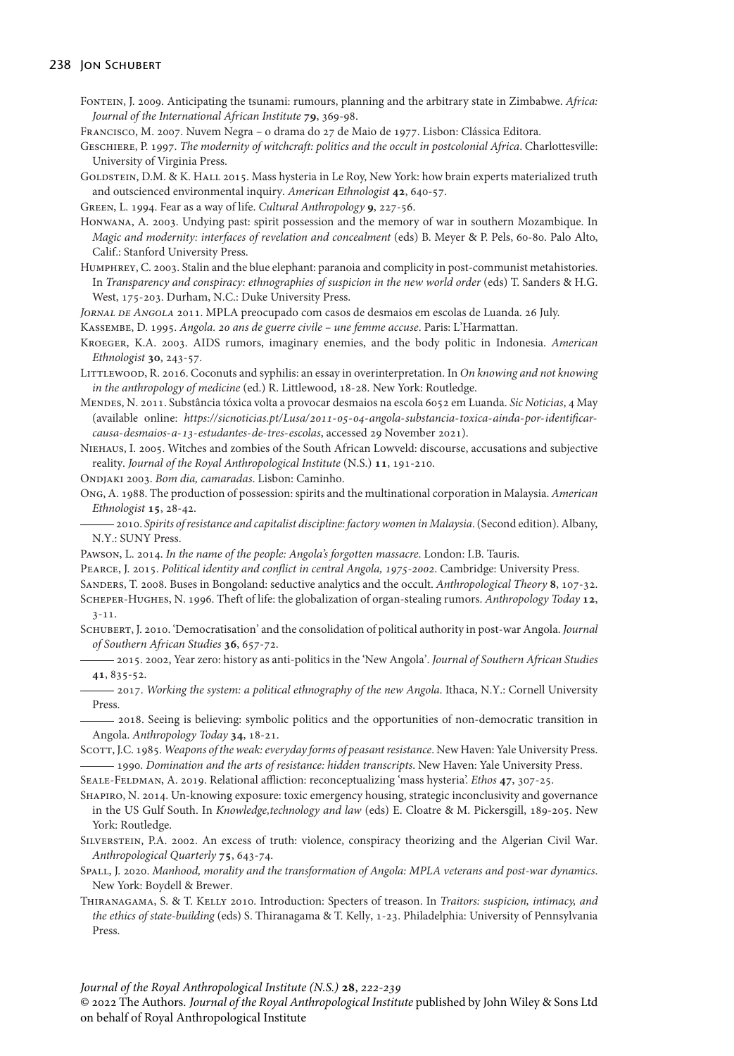Fontein, J. 2009. Anticipating the tsunami: rumours, planning and the arbitrary state in Zimbabwe. *Africa: Journal of the International African Institute* **79**, 369-98.

Francisco, M. 2007. Nuvem Negra – o drama do 27 de Maio de 1977. Lisbon: Clássica Editora.

Geschiere, P. 1997. *The modernity of witchcraft: politics and the occult in postcolonial Africa*. Charlottesville: University of Virginia Press.

Goldstein, D.M. & K. Hall 2015. Mass hysteria in Le Roy, New York: how brain experts materialized truth and outscienced environmental inquiry. *American Ethnologist* **42**, 640-57.

Green, L. 1994. Fear as a way of life. *Cultural Anthropology* **9**, 227-56.

Honwana, A. 2003. Undying past: spirit possession and the memory of war in southern Mozambique. In *Magic and modernity: interfaces of revelation and concealment* (eds) B. Meyer & P. Pels, 60-80. Palo Alto, Calif.: Stanford University Press.

Humphrey, C. 2003. Stalin and the blue elephant: paranoia and complicity in post-communist metahistories. In *Transparency and conspiracy: ethnographies of suspicion in the new world order* (eds) T. Sanders & H.G. West, 175-203. Durham, N.C.: Duke University Press.

*Jornal de Angola* 2011. MPLA preocupado com casos de desmaios em escolas de Luanda. 26 July.

Kassembe, D. 1995. *Angola. 20 ans de guerre civile – une femme accuse*. Paris: L'Harmattan.

Kroeger, K.A. 2003. AIDS rumors, imaginary enemies, and the body politic in Indonesia. *American Ethnologist* **30**, 243-57.

Littlewood, R. 2016. Coconuts and syphilis: an essay in overinterpretation. In *On knowing and not knowing in the anthropology of medicine* (ed.) R. Littlewood, 18-28. New York: Routledge.

Mendes, N. 2011. Substância tóxica volta a provocar desmaios na escola 6052 em Luanda. *Sic Noticias*, 4 May (available online: *https://sicnoticias.pt/Lusa/2011-05-04-angola-substancia-toxica-ainda-por-identificar-causa-desmaios-a-13-estudantes-de-tres-escolas*, accessed 29 November 2021).

Niehaus, I. 2005. Witches and zombies of the South African Lowveld: discourse, accusations and subjective reality. *Journal of the Royal Anthropological Institute* (N.S.) **11**, 191-210.

Ondjaki 2003. *Bom dia, camaradas*. Lisbon: Caminho.

Ong, A. 1988. The production of possession: spirits and the multinational corporation in Malaysia. *American Ethnologist* **15**, 28-42.

——— 2010. *Spirits of resistance and capitalist discipline: factory women in Malaysia*. (Second edition). Albany, N.Y.: SUNY Press.

Pawson, L. 2014. *In the name of the people: Angola's forgotten massacre*. London: I.B. Tauris.

Pearce, J. 2015. *Political identity and conflict in central Angola, 1975-2002*. Cambridge: University Press.

Sanders, T. 2008. Buses in Bongoland: seductive analytics and the occult. *Anthropological Theory* **8**, 107-32.

Scheper-Hughes, N. 1996. Theft of life: the globalization of organ-stealing rumors. *Anthropology Today* **12**, 3-11.

Schubert, J. 2010. 'Democratisation' and the consolidation of political authority in post-war Angola. *Journal of Southern African Studies* **36**, 657-72.

——— 2015. 2002, Year zero: history as anti-politics in the 'New Angola'. *Journal of Southern African Studies* **41**, 835-52.

——— 2017. *Working the system: a political ethnography of the new Angola*. Ithaca, N.Y.: Cornell University Press.

——— 2018. Seeing is believing: symbolic politics and the opportunities of non-democratic transition in Angola. *Anthropology Today* **34**, 18-21.

Scott, J.C. 1985. *Weapons of the weak: everyday forms of peasant resistance*. New Haven: Yale University Press.

——— 1990. *Domination and the arts of resistance: hidden transcripts*. New Haven: Yale University Press.

Seale-Feldman, A. 2019. Relational affliction: reconceptualizing 'mass hysteria'. *Ethos* **47**, 307-25.

Shapiro, N. 2014. Un-knowing exposure: toxic emergency housing, strategic inconclusivity and governance in the US Gulf South. In *Knowledge,technology and law* (eds) E. Cloatre & M. Pickersgill, 189-205. New York: Routledge.

Silverstein, P.A. 2002. An excess of truth: violence, conspiracy theorizing and the Algerian Civil War. *Anthropological Quarterly* **75**, 643-74.

Spall, J. 2020. *Manhood, morality and the transformation of Angola: MPLA veterans and post-war dynamics*. New York: Boydell & Brewer.

Thiranagama, S. & T. Kelly 2010. Introduction: Specters of treason. In *Traitors: suspicion, intimacy, and the ethics of state-building* (eds) S. Thiranagama & T. Kelly, 1-23. Philadelphia: University of Pennsylvania Press.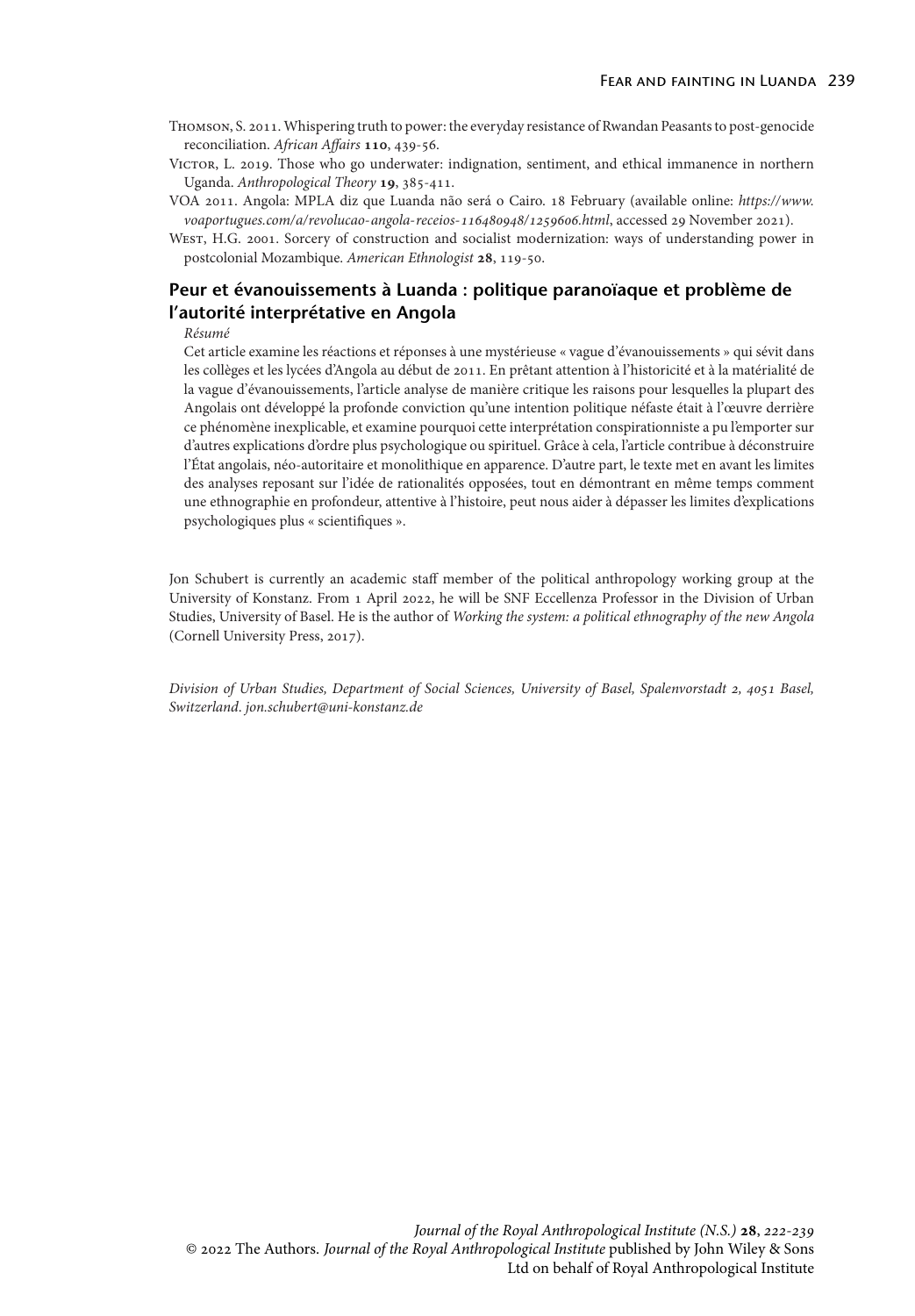Thomson, S. 2011. Whispering truth to power: the everyday resistance of Rwandan Peasants to post-genocide reconciliation. *African Affairs* **110**, 439-56.

Victor, L. 2019. Those who go underwater: indignation, sentiment, and ethical immanence in northern Uganda. *Anthropological Theory* **19**, 385-411.

VOA 2011. Angola: MPLA diz que Luanda não será o Cairo. 18 February (available online: *https://www.voaportugues.com/a/revolucao-angola-receios-116480948/1259606.html*, accessed 29 November 2021).

West, H.G. 2001. Sorcery of construction and socialist modernization: ways of understanding power in postcolonial Mozambique. *American Ethnologist* **28**, 119-50.

## Peur et évanouissements à Luanda : politique paranoïaque et problème de l'autorité interprétative en Angola

*Résumé*

Cet article examine les réactions et réponses à une mystérieuse « vague d'évanouissements » qui sévit dans les collèges et les lycées d'Angola au début de 2011. En prêtant attention à l'historicité et à la matérialité de la vague d'évanouissements, l'article analyse de manière critique les raisons pour lesquelles la plupart des Angolais ont développé la profonde conviction qu'une intention politique néfaste était à l'œuvre derrière ce phénomène inexplicable, et examine pourquoi cette interprétation conspirationniste a pu l'emporter sur d'autres explications d'ordre plus psychologique ou spirituel. Grâce à cela, l'article contribue à déconstruire l'État angolais, néo-autoritaire et monolithique en apparence. D'autre part, le texte met en avant les limites des analyses reposant sur l'idée de rationalités opposées, tout en démontrant en même temps comment une ethnographie en profondeur, attentive à l'histoire, peut nous aider à dépasser les limites d'explications psychologiques plus « scientifiques ».

Jon Schubert is currently an academic staff member of the political anthropology working group at the University of Konstanz. From 1 April 2022, he will be SNF Eccellenza Professor in the Division of Urban Studies, University of Basel. He is the author of *Working the system: a political ethnography of the new Angola* (Cornell University Press, 2017).

*Division of Urban Studies, Department of Social Sciences, University of Basel, Spalenvorstadt 2, 4051 Basel, Switzerland. jon.schubert@uni-konstanz.de*